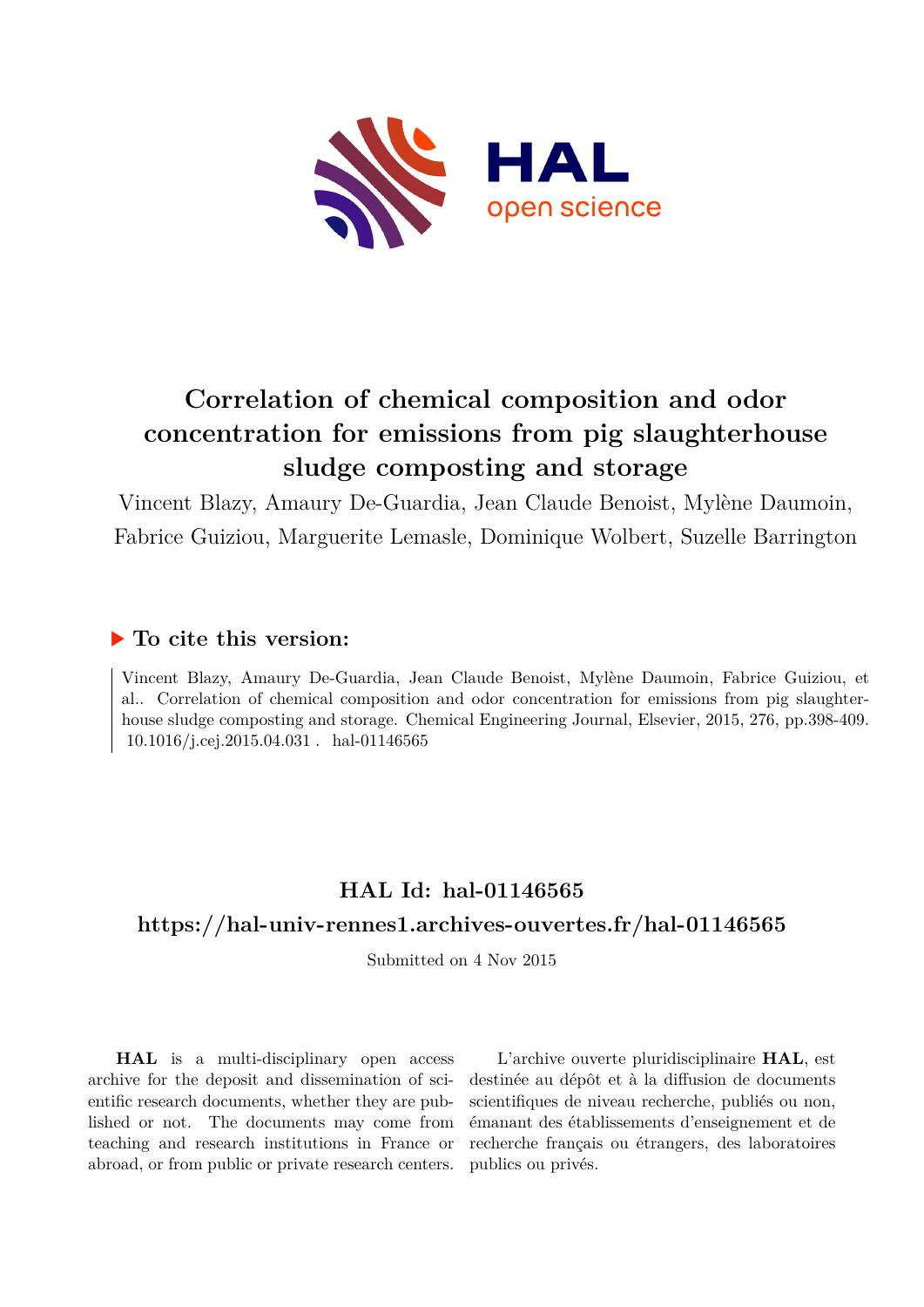# Correlation of chemical composition and odor concentration for emissions from pig slaughterhouse sludge composting and storage

Vincent Blazy, Amaury De-Guardia, Jean Claude Benoist, Mylène Daumoin, Fabrice Guiziou, Marguerite Lemasle, Dominique Wolbert, Suzelle Barrington

## ▶ To cite this version:

Vincent Blazy, Amaury De-Guardia, Jean Claude Benoist, Mylène Daumoin, Fabrice Guiziou, et al.. Correlation of chemical composition and odor concentration for emissions from pig slaughterhouse sludge composting and storage. Chemical Engineering Journal, Elsevier, 2015, 276, pp.398-409. 10.1016/j.cej.2015.04.031 . hal-01146565

## HAL Id: hal-01146565

## https://hal-univ-rennes1.archives-ouvertes.fr/hal-01146565

Submitted on 4 Nov 2015

**HAL** is a multi-disciplinary open access archive for the deposit and dissemination of scientific research documents, whether they are published or not. The documents may come from teaching and research institutions in France or abroad, or from public or private research centers.

L'archive ouverte pluridisciplinaire **HAL**, est destinée au dépôt et à la diffusion de documents scientifiques de niveau recherche, publiés ou non, émanant des établissements d'enseignement et de recherche français ou étrangers, des laboratoires publics ou privés.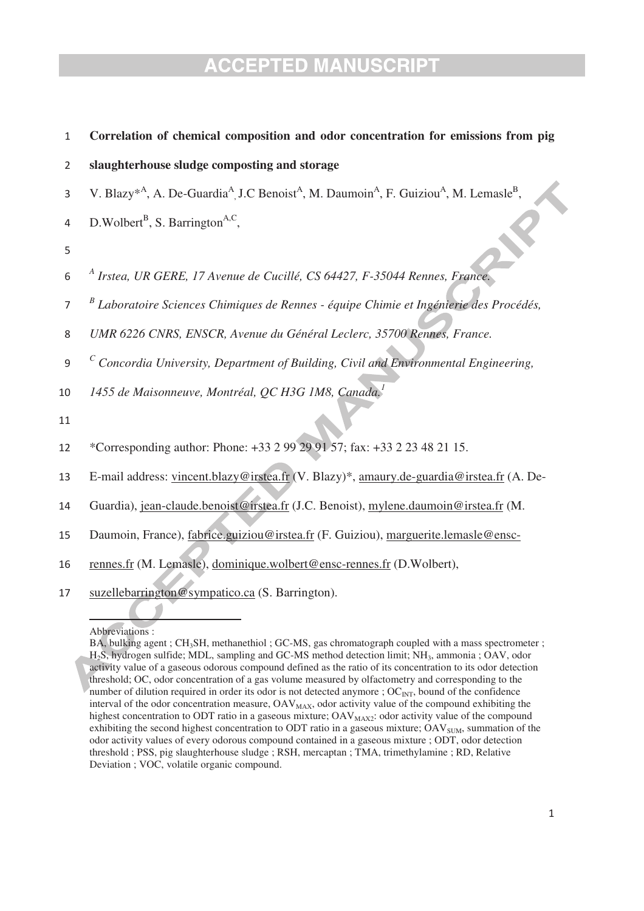# Correlation of chemical composition and odor concentration for emissions from pig slaughterhouse sludge composting and storage

V. Blazy*[A], A. De-Guardia[A], J.C Benoist[A], M. Daumoin[A], F. Guiziou[A], M. Lemasle[B], D.Wolbert[B], S. Barrington[A,C],

[A] *Irstea, UR GERE, 17 Avenue de Cucillé, CS 64427, F-35044 Rennes, France.*

[B] *Laboratoire Sciences Chimiques de Rennes - équipe Chimie et Ingénierie des Procédés, UMR 6226 CNRS, ENSCR, Avenue du Général Leclerc, 35700 Rennes, France.*

[C] *Concordia University, Department of Building, Civil and Environmental Engineering, 1455 de Maisonneuve, Montréal, QC H3G 1M8, Canada.*[1]

*Corresponding author: Phone: +33 2 99 29 91 57; fax: +33 2 23 48 21 15.

E-mail address: vincent.blazy@irstea.fr (V. Blazy)*, amaury.de-guardia@irstea.fr (A. De-Guardia), jean-claude.benoist@irstea.fr (J.C. Benoist), mylene.daumoin@irstea.fr (M. Daumoin, France), fabrice.guiziou@irstea.fr (F. Guiziou), marguerite.lemasle@ensc-rennes.fr (M. Lemasle), dominique.wolbert@ensc-rennes.fr (D.Wolbert), suzellebarrington@sympatico.ca (S. Barrington).

---

Abbreviations :

BA, bulking agent ; $CH_3SH$, methanethiol ; GC-MS, gas chromatograph coupled with a mass spectrometer ; $H_2S$, hydrogen sulfide; MDL, sampling and GC-MS method detection limit; $NH_3$, ammonia ; OAV, odor activity value of a gaseous odorous compound defined as the ratio of its concentration to its odor detection threshold; OC, odor concentration of a gas volume measured by olfactometry and corresponding to the number of dilution required in order its odor is not detected anymore ; $OC_{INT}$, bound of the confidence interval of the odor concentration measure, $OAV_{MAX}$, odor activity value of the compound exhibiting the highest concentration to ODT ratio in a gaseous mixture; $OAV_{MAX2}$: odor activity value of the compound exhibiting the second highest concentration to ODT ratio in a gaseous mixture; $OAV_{SUM}$, summation of the odor activity values of every odorous compound contained in a gaseous mixture ; ODT, odor detection threshold ; PSS, pig slaughterhouse sludge ; RSH, mercaptan ; TMA, trimethylamine ; RD, Relative Deviation ; VOC, volatile organic compound.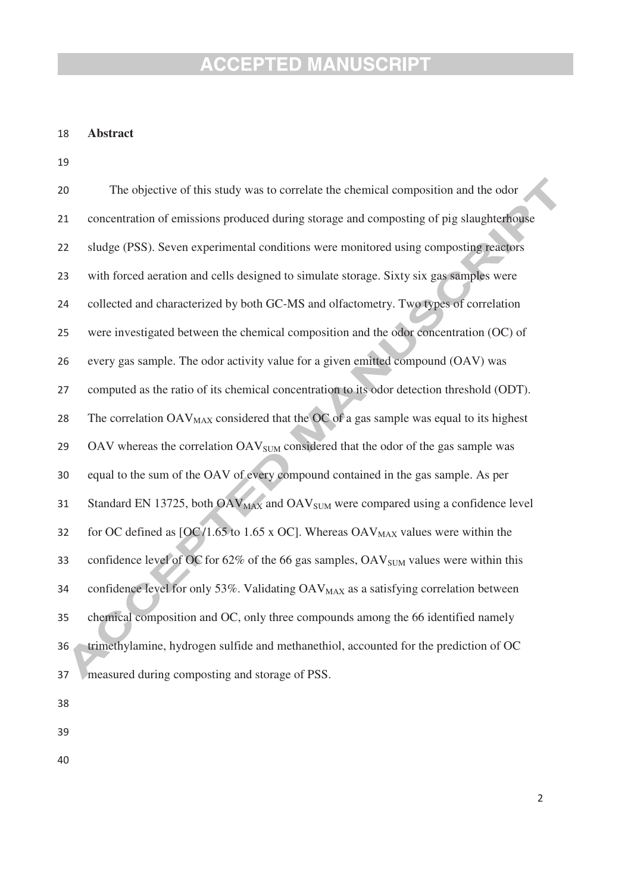## Abstract

The objective of this study was to correlate the chemical composition and the odor concentration of emissions produced during storage and composting of pig slaughterhouse sludge (PSS). Seven experimental conditions were monitored using composting reactors with forced aeration and cells designed to simulate storage. Sixty six gas samples were collected and characterized by both GC-MS and olfactometry. Two types of correlation were investigated between the chemical composition and the odor concentration (OC) of every gas sample. The odor activity value for a given emitted compound (OAV) was computed as the ratio of its chemical concentration to its odor detection threshold (ODT). The correlation $OAV_{MAX}$ considered that the OC of a gas sample was equal to its highest OAV whereas the correlation $OAV_{SUM}$ considered that the odor of the gas sample was equal to the sum of the OAV of every compound contained in the gas sample. As per Standard EN 13725, both $OAV_{MAX}$ and $OAV_{SUM}$ were compared using a confidence level for OC defined as [OC/1.65 to 1.65 x OC]. Whereas $OAV_{MAX}$ values were within the confidence level of OC for 62% of the 66 gas samples, $OAV_{SUM}$ values were within this confidence level for only 53%. Validating $OAV_{MAX}$ as a satisfying correlation between chemical composition and OC, only three compounds among the 66 identified namely trimethylamine, hydrogen sulfide and methanethiol, accounted for the prediction of OC measured during composting and storage of PSS.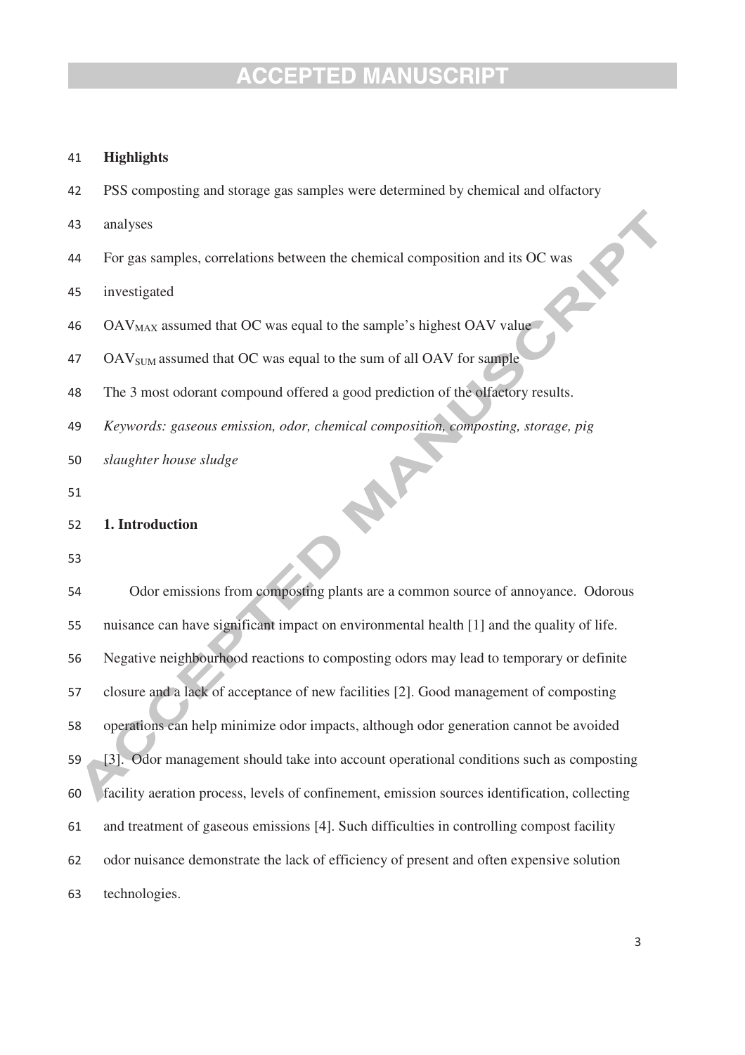**Highlights**

PSS composting and storage gas samples were determined by chemical and olfactory analyses

For gas samples, correlations between the chemical composition and its OC was investigated

$OAV_{MAX}$ assumed that OC was equal to the sample's highest OAV value

$OAV_{SUM}$ assumed that OC was equal to the sum of all OAV for sample

The 3 most odorant compound offered a good prediction of the olfactory results.

*Keywords: gaseous emission, odor, chemical composition, composting, storage, pig slaughter house sludge*

## 1. Introduction

Odor emissions from composting plants are a common source of annoyance. Odorous nuisance can have significant impact on environmental health [1] and the quality of life. Negative neighbourhood reactions to composting odors may lead to temporary or definite closure and a lack of acceptance of new facilities [2]. Good management of composting operations can help minimize odor impacts, although odor generation cannot be avoided [3]. Odor management should take into account operational conditions such as composting facility aeration process, levels of confinement, emission sources identification, collecting and treatment of gaseous emissions [4]. Such difficulties in controlling compost facility odor nuisance demonstrate the lack of efficiency of present and often expensive solution technologies.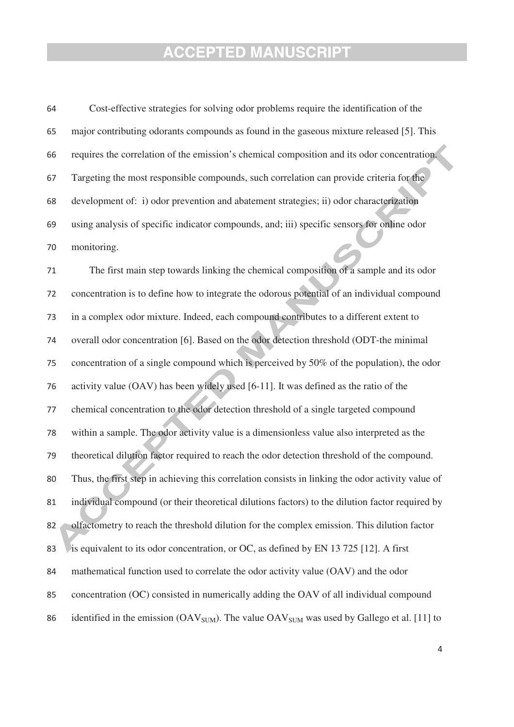Cost-effective strategies for solving odor problems require the identification of the major contributing odorants compounds as found in the gaseous mixture released [5]. This requires the correlation of the emission's chemical composition and its odor concentration. Targeting the most responsible compounds, such correlation can provide criteria for the development of: i) odor prevention and abatement strategies; ii) odor characterization using analysis of specific indicator compounds, and; iii) specific sensors for online odor monitoring.

The first main step towards linking the chemical composition of a sample and its odor concentration is to define how to integrate the odorous potential of an individual compound in a complex odor mixture. Indeed, each compound contributes to a different extent to overall odor concentration [6]. Based on the odor detection threshold (ODT-the minimal concentration of a single compound which is perceived by 50% of the population), the odor activity value (OAV) has been widely used [6-11]. It was defined as the ratio of the chemical concentration to the odor detection threshold of a single targeted compound within a sample. The odor activity value is a dimensionless value also interpreted as the theoretical dilution factor required to reach the odor detection threshold of the compound. Thus, the first step in achieving this correlation consists in linking the odor activity value of individual compound (or their theoretical dilutions factors) to the dilution factor required by olfactometry to reach the threshold dilution for the complex emission. This dilution factor is equivalent to its odor concentration, or OC, as defined by EN 13 725 [12]. A first mathematical function used to correlate the odor activity value (OAV) and the odor concentration (OC) consisted in numerically adding the OAV of all individual compound identified in the emission ($OAV_{SUM}$). The value $OAV_{SUM}$ was used by Gallego et al. [11] to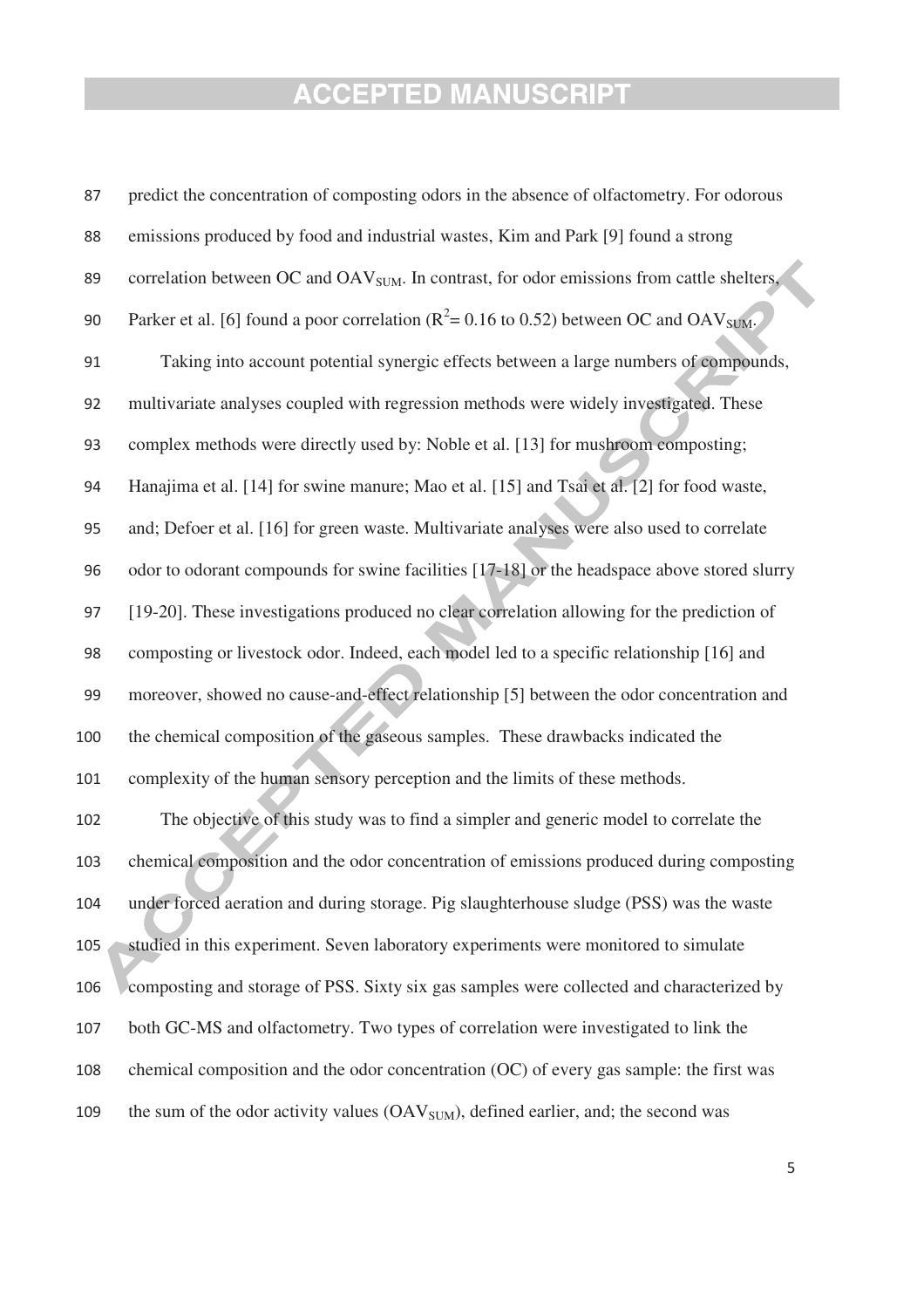predict the concentration of composting odors in the absence of olfactometry. For odorous emissions produced by food and industrial wastes, Kim and Park [9] found a strong correlation between OC and $OAV_{SUM}$. In contrast, for odor emissions from cattle shelters, Parker et al. [6] found a poor correlation ($R^2$= 0.16 to 0.52) between OC and $OAV_{SUM}$.

Taking into account potential synergic effects between a large numbers of compounds, multivariate analyses coupled with regression methods were widely investigated. These complex methods were directly used by: Noble et al. [13] for mushroom composting; Hanajima et al. [14] for swine manure; Mao et al. [15] and Tsai et al. [2] for food waste, and; Defoer et al. [16] for green waste. Multivariate analyses were also used to correlate odor to odorant compounds for swine facilities [17-18] or the headspace above stored slurry [19-20]. These investigations produced no clear correlation allowing for the prediction of composting or livestock odor. Indeed, each model led to a specific relationship [16] and moreover, showed no cause-and-effect relationship [5] between the odor concentration and the chemical composition of the gaseous samples. These drawbacks indicated the complexity of the human sensory perception and the limits of these methods.

The objective of this study was to find a simpler and generic model to correlate the chemical composition and the odor concentration of emissions produced during composting under forced aeration and during storage. Pig slaughterhouse sludge (PSS) was the waste studied in this experiment. Seven laboratory experiments were monitored to simulate composting and storage of PSS. Sixty six gas samples were collected and characterized by both GC-MS and olfactometry. Two types of correlation were investigated to link the chemical composition and the odor concentration (OC) of every gas sample: the first was the sum of the odor activity values ($OAV_{SUM}$), defined earlier, and; the second was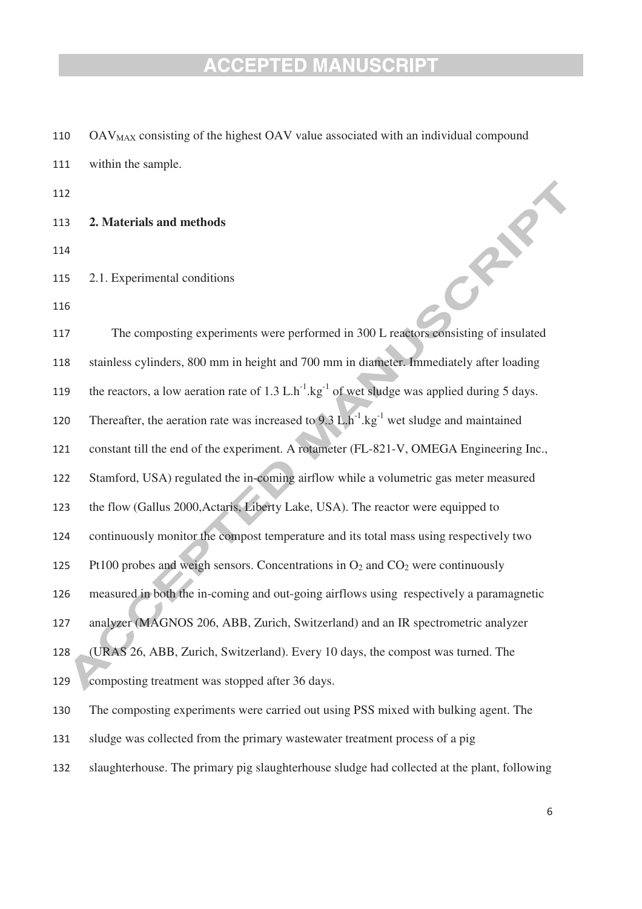$OAV_{MAX}$ consisting of the highest OAV value associated with an individual compound within the sample.

## 2. Materials and methods

### 2.1. Experimental conditions

The composting experiments were performed in 300 L reactors consisting of insulated stainless cylinders, 800 mm in height and 700 mm in diameter. Immediately after loading the reactors, a low aeration rate of 1.3 $L.h^{-1}.kg^{-1}$ of wet sludge was applied during 5 days. Thereafter, the aeration rate was increased to 9.3 $L.h^{-1}.kg^{-1}$ wet sludge and maintained constant till the end of the experiment. A rotameter (FL-821-V, OMEGA Engineering Inc., Stamford, USA) regulated the in-coming airflow while a volumetric gas meter measured the flow (Gallus 2000,Actaris, Liberty Lake, USA). The reactor were equipped to continuously monitor the compost temperature and its total mass using respectively two Pt100 probes and weigh sensors. Concentrations in $O_2$ and $CO_2$ were continuously measured in both the in-coming and out-going airflows using respectively a paramagnetic analyzer (MAGNOS 206, ABB, Zurich, Switzerland) and an IR spectrometric analyzer (URAS 26, ABB, Zurich, Switzerland). Every 10 days, the compost was turned. The composting treatment was stopped after 36 days.

The composting experiments were carried out using PSS mixed with bulking agent. The sludge was collected from the primary wastewater treatment process of a pig slaughterhouse. The primary pig slaughterhouse sludge had collected at the plant, following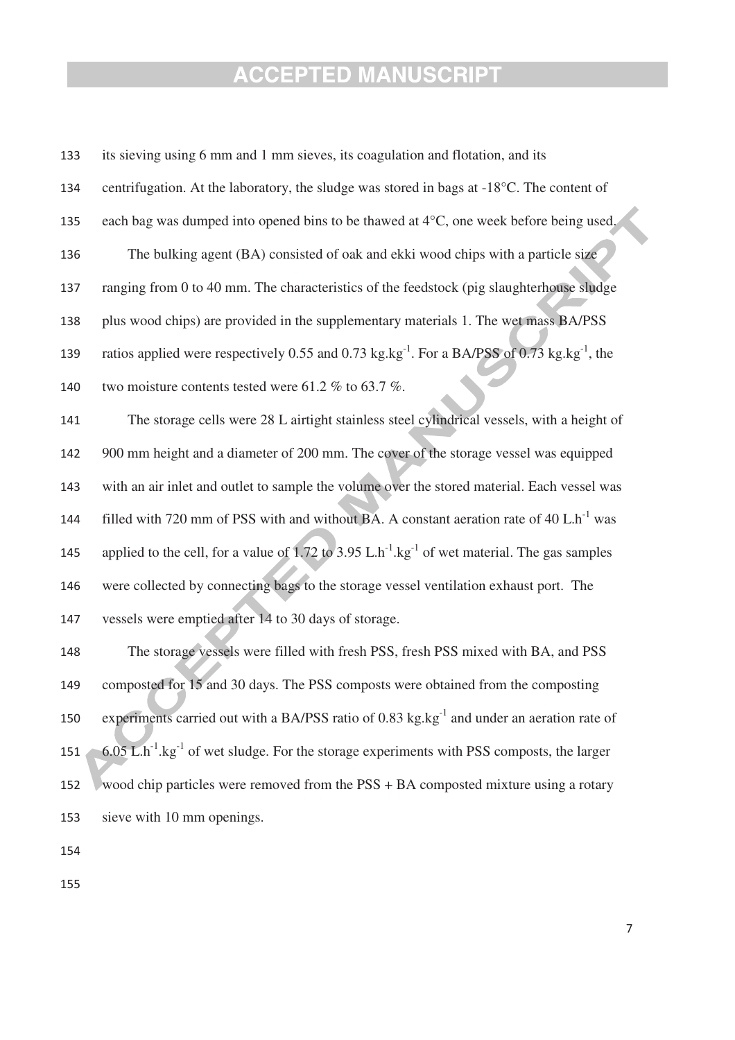its sieving using 6 mm and 1 mm sieves, its coagulation and flotation, and its centrifugation. At the laboratory, the sludge was stored in bags at -18°C. The content of each bag was dumped into opened bins to be thawed at 4°C, one week before being used.

The bulking agent (BA) consisted of oak and ekki wood chips with a particle size ranging from 0 to 40 mm. The characteristics of the feedstock (pig slaughterhouse sludge plus wood chips) are provided in the supplementary materials 1. The wet mass BA/PSS ratios applied were respectively 0.55 and 0.73 $kg.kg^{-1}$. For a BA/PSS of 0.73 $kg.kg^{-1}$, the two moisture contents tested were 61.2 % to 63.7 %.

The storage cells were 28 L airtight stainless steel cylindrical vessels, with a height of 900 mm height and a diameter of 200 mm. The cover of the storage vessel was equipped with an air inlet and outlet to sample the volume over the stored material. Each vessel was filled with 720 mm of PSS with and without BA. A constant aeration rate of 40 $L.h^{-1}$ was applied to the cell, for a value of 1.72 to 3.95 $L.h^{-1}.kg^{-1}$ of wet material. The gas samples were collected by connecting bags to the storage vessel ventilation exhaust port. The vessels were emptied after 14 to 30 days of storage.

The storage vessels were filled with fresh PSS, fresh PSS mixed with BA, and PSS composted for 15 and 30 days. The PSS composts were obtained from the composting experiments carried out with a BA/PSS ratio of 0.83 $kg.kg^{-1}$ and under an aeration rate of 6.05 $L.h^{-1}.kg^{-1}$ of wet sludge. For the storage experiments with PSS composts, the larger wood chip particles were removed from the PSS + BA composted mixture using a rotary sieve with 10 mm openings.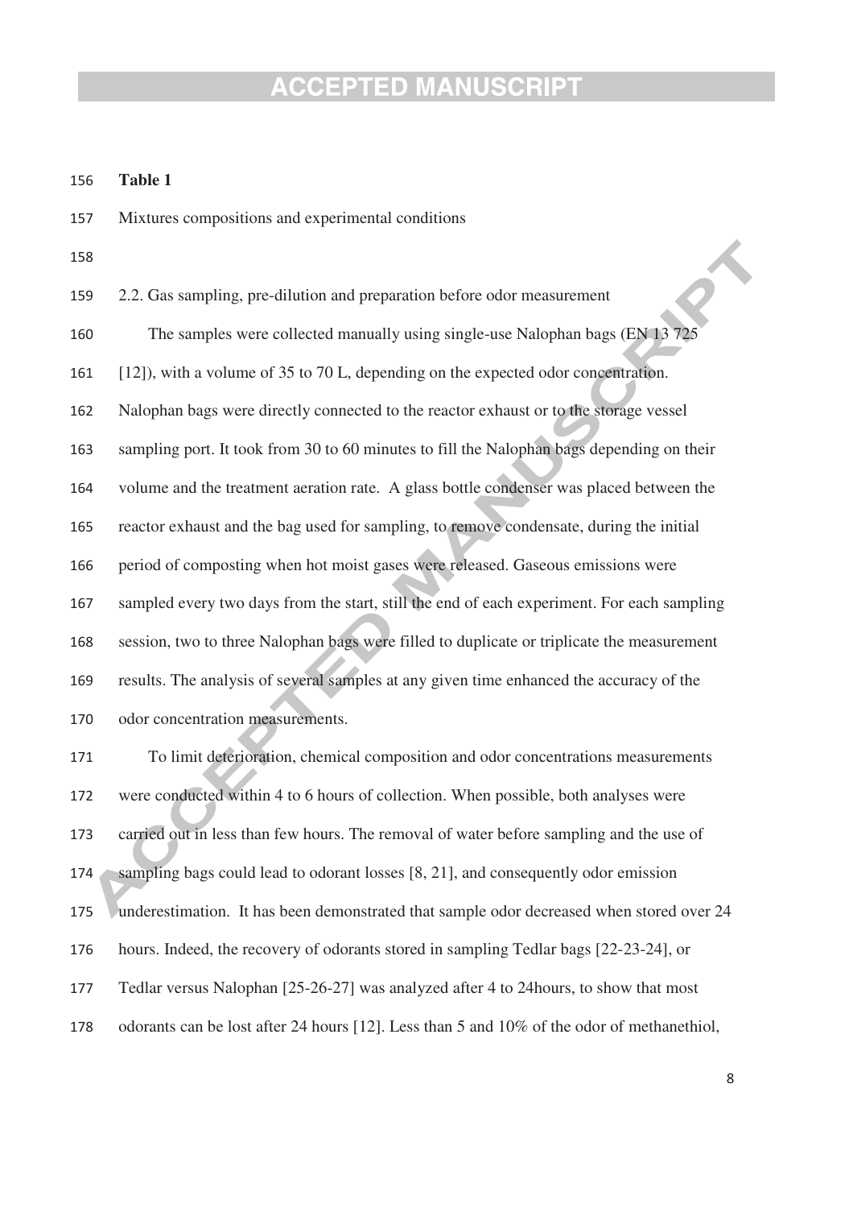**Table 1**

Mixtures compositions and experimental conditions

### 2.2. Gas sampling, pre-dilution and preparation before odor measurement

The samples were collected manually using single-use Nalophan bags (EN 13 725 [12]), with a volume of 35 to 70 L, depending on the expected odor concentration. Nalophan bags were directly connected to the reactor exhaust or to the storage vessel sampling port. It took from 30 to 60 minutes to fill the Nalophan bags depending on their volume and the treatment aeration rate. A glass bottle condenser was placed between the reactor exhaust and the bag used for sampling, to remove condensate, during the initial period of composting when hot moist gases were released. Gaseous emissions were sampled every two days from the start, still the end of each experiment. For each sampling session, two to three Nalophan bags were filled to duplicate or triplicate the measurement results. The analysis of several samples at any given time enhanced the accuracy of the odor concentration measurements.

To limit deterioration, chemical composition and odor concentrations measurements were conducted within 4 to 6 hours of collection. When possible, both analyses were carried out in less than few hours. The removal of water before sampling and the use of sampling bags could lead to odorant losses [8, 21], and consequently odor emission underestimation. It has been demonstrated that sample odor decreased when stored over 24 hours. Indeed, the recovery of odorants stored in sampling Tedlar bags [22-23-24], or Tedlar versus Nalophan [25-26-27] was analyzed after 4 to 24hours, to show that most odorants can be lost after 24 hours [12]. Less than 5 and 10% of the odor of methanethiol,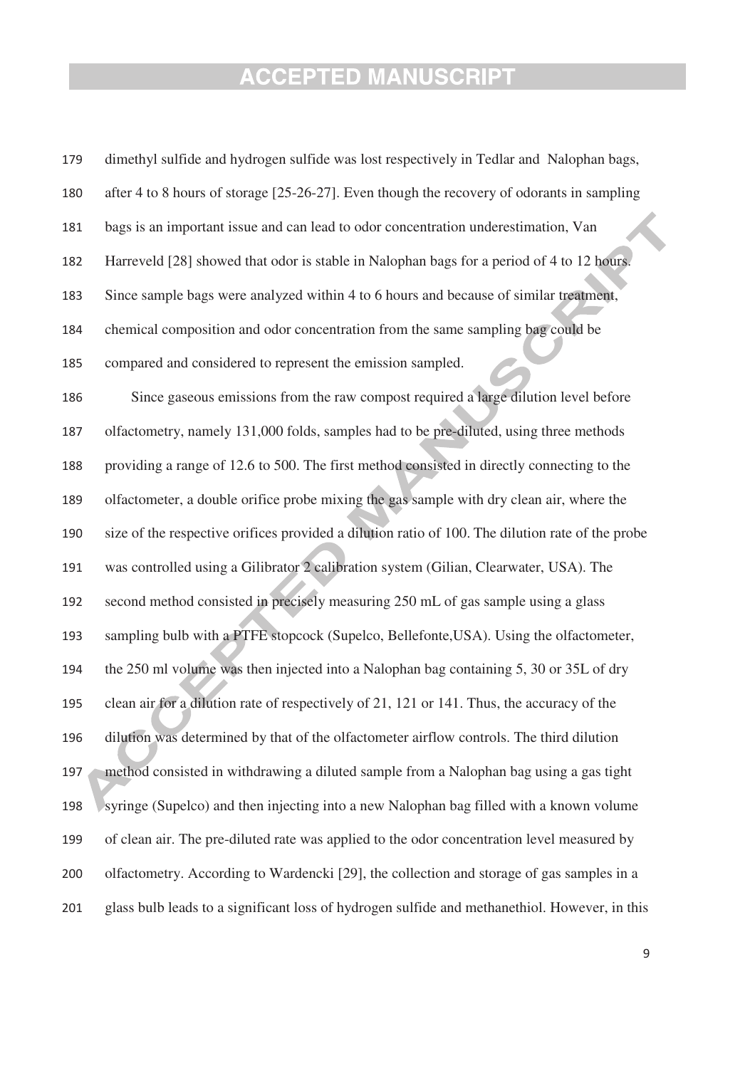dimethyl sulfide and hydrogen sulfide was lost respectively in Tedlar and Nalophan bags, after 4 to 8 hours of storage [25-26-27]. Even though the recovery of odorants in sampling bags is an important issue and can lead to odor concentration underestimation, Van Harreveld [28] showed that odor is stable in Nalophan bags for a period of 4 to 12 hours. Since sample bags were analyzed within 4 to 6 hours and because of similar treatment, chemical composition and odor concentration from the same sampling bag could be compared and considered to represent the emission sampled.

Since gaseous emissions from the raw compost required a large dilution level before olfactometry, namely 131,000 folds, samples had to be pre-diluted, using three methods providing a range of 12.6 to 500. The first method consisted in directly connecting to the olfactometer, a double orifice probe mixing the gas sample with dry clean air, where the size of the respective orifices provided a dilution ratio of 100. The dilution rate of the probe was controlled using a Gilibrator 2 calibration system (Gilian, Clearwater, USA). The second method consisted in precisely measuring 250 mL of gas sample using a glass sampling bulb with a PTFE stopcock (Supelco, Bellefonte,USA). Using the olfactometer, the 250 ml volume was then injected into a Nalophan bag containing 5, 30 or 35L of dry clean air for a dilution rate of respectively of 21, 121 or 141. Thus, the accuracy of the dilution was determined by that of the olfactometer airflow controls. The third dilution method consisted in withdrawing a diluted sample from a Nalophan bag using a gas tight syringe (Supelco) and then injecting into a new Nalophan bag filled with a known volume of clean air. The pre-diluted rate was applied to the odor concentration level measured by olfactometry. According to Wardencki [29], the collection and storage of gas samples in a glass bulb leads to a significant loss of hydrogen sulfide and methanethiol. However, in this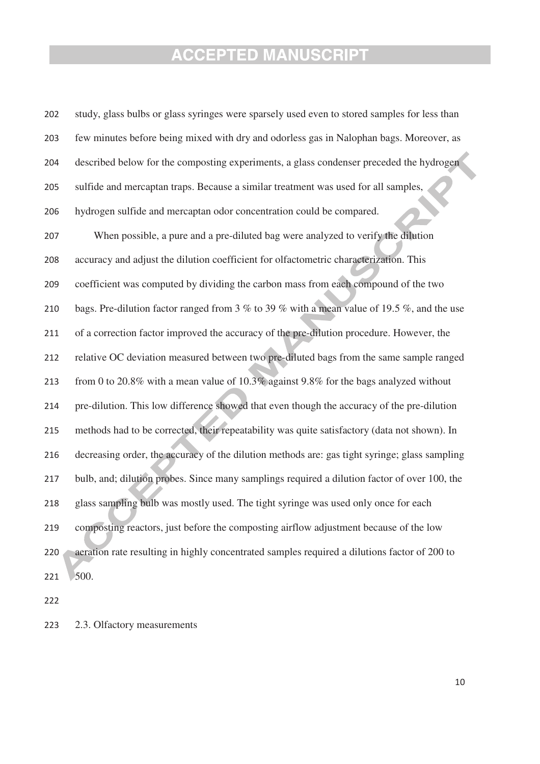study, glass bulbs or glass syringes were sparsely used even to stored samples for less than few minutes before being mixed with dry and odorless gas in Nalophan bags. Moreover, as described below for the composting experiments, a glass condenser preceded the hydrogen sulfide and mercaptan traps. Because a similar treatment was used for all samples, hydrogen sulfide and mercaptan odor concentration could be compared.

When possible, a pure and a pre-diluted bag were analyzed to verify the dilution accuracy and adjust the dilution coefficient for olfactometric characterization. This coefficient was computed by dividing the carbon mass from each compound of the two bags. Pre-dilution factor ranged from 3 % to 39 % with a mean value of 19.5 %, and the use of a correction factor improved the accuracy of the pre-dilution procedure. However, the relative OC deviation measured between two pre-diluted bags from the same sample ranged from 0 to 20.8% with a mean value of 10.3% against 9.8% for the bags analyzed without pre-dilution. This low difference showed that even though the accuracy of the pre-dilution methods had to be corrected, their repeatability was quite satisfactory (data not shown). In decreasing order, the accuracy of the dilution methods are: gas tight syringe; glass sampling bulb, and; dilution probes. Since many samplings required a dilution factor of over 100, the glass sampling bulb was mostly used. The tight syringe was used only once for each composting reactors, just before the composting airflow adjustment because of the low aeration rate resulting in highly concentrated samples required a dilutions factor of 200 to 500.

## 2.3. Olfactory measurements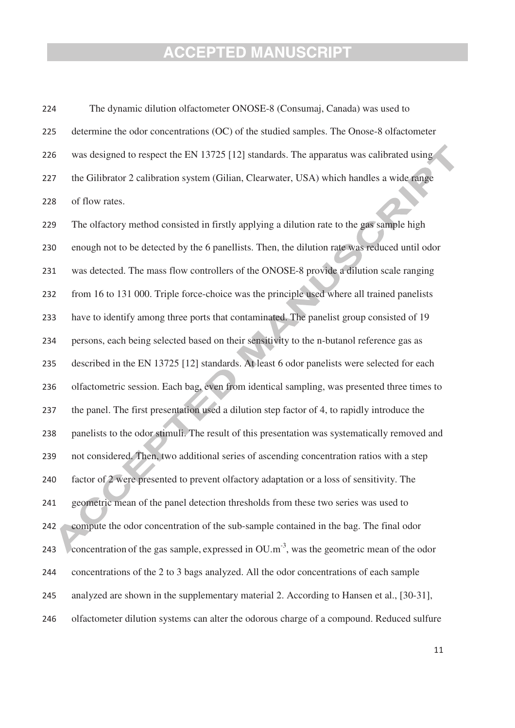The dynamic dilution olfactometer ONOSE-8 (Consumaj, Canada) was used to determine the odor concentrations (OC) of the studied samples. The Onose-8 olfactometer was designed to respect the EN 13725 [12] standards. The apparatus was calibrated using the Gilibrator 2 calibration system (Gilian, Clearwater, USA) which handles a wide range of flow rates.

The olfactory method consisted in firstly applying a dilution rate to the gas sample high enough not to be detected by the 6 panellists. Then, the dilution rate was reduced until odor was detected. The mass flow controllers of the ONOSE-8 provide a dilution scale ranging from 16 to 131 000. Triple force-choice was the principle used where all trained panelists have to identify among three ports that contaminated. The panelist group consisted of 19 persons, each being selected based on their sensitivity to the n-butanol reference gas as described in the EN 13725 [12] standards. At least 6 odor panelists were selected for each olfactometric session. Each bag, even from identical sampling, was presented three times to the panel. The first presentation used a dilution step factor of 4, to rapidly introduce the panelists to the odor stimuli. The result of this presentation was systematically removed and not considered. Then, two additional series of ascending concentration ratios with a step factor of 2 were presented to prevent olfactory adaptation or a loss of sensitivity. The geometric mean of the panel detection thresholds from these two series was used to compute the odor concentration of the sub-sample contained in the bag. The final odor concentration of the gas sample, expressed in $OU.m^{-3}$, was the geometric mean of the odor concentrations of the 2 to 3 bags analyzed. All the odor concentrations of each sample analyzed are shown in the supplementary material 2. According to Hansen et al., [30-31], olfactometer dilution systems can alter the odorous charge of a compound. Reduced sulfure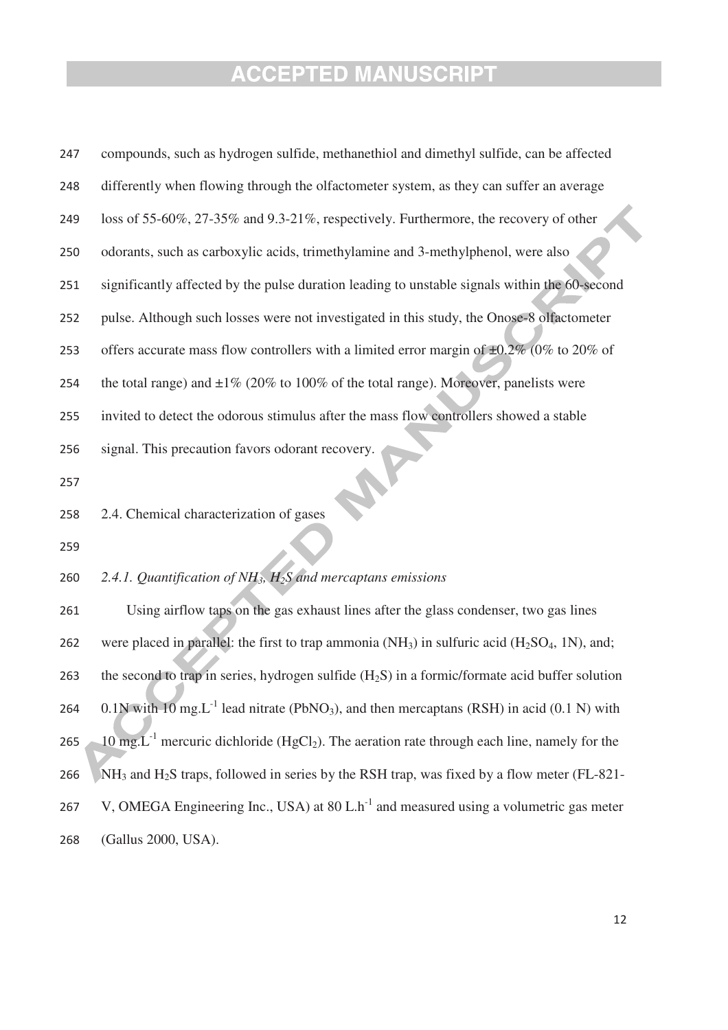compounds, such as hydrogen sulfide, methanethiol and dimethyl sulfide, can be affected differently when flowing through the olfactometer system, as they can suffer an average loss of 55-60%, 27-35% and 9.3-21%, respectively. Furthermore, the recovery of other odorants, such as carboxylic acids, trimethylamine and 3-methylphenol, were also significantly affected by the pulse duration leading to unstable signals within the 60-second pulse. Although such losses were not investigated in this study, the Onose-8 olfactometer offers accurate mass flow controllers with a limited error margin of ±0.2% (0% to 20% of the total range) and ±1% (20% to 100% of the total range). Moreover, panelists were invited to detect the odorous stimulus after the mass flow controllers showed a stable signal. This precaution favors odorant recovery.

## 2.4. Chemical characterization of gases

### *2.4.1. Quantification of $NH_3$, $H_2S$ and mercaptans emissions*

Using airflow taps on the gas exhaust lines after the glass condenser, two gas lines were placed in parallel: the first to trap ammonia ($NH_3$) in sulfuric acid ($H_2SO_4$, 1N), and; the second to trap in series, hydrogen sulfide ($H_2S$) in a formic/formate acid buffer solution 0.1N with 10 mg.L$^{-1}$ lead nitrate ($PbNO_3$), and then mercaptans (RSH) in acid (0.1 N) with 10 mg.L$^{-1}$ mercuric dichloride ($HgCl_2$). The aeration rate through each line, namely for the $NH_3$ and $H_2S$ traps, followed in series by the RSH trap, was fixed by a flow meter (FL-821-V, OMEGA Engineering Inc., USA) at 80 L.h$^{-1}$ and measured using a volumetric gas meter (Gallus 2000, USA).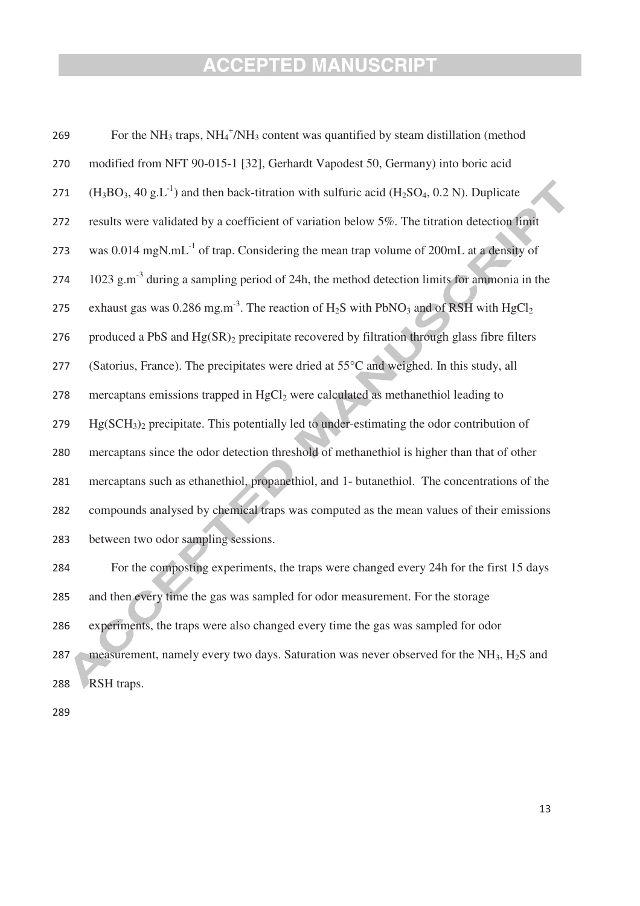For the $NH_3$ traps, $NH_4^+/NH_3$ content was quantified by steam distillation (method modified from NFT 90-015-1 [32], Gerhardt Vapodest 50, Germany) into boric acid ($H_3BO_3$, 40 g.L$^{-1}$) and then back-titration with sulfuric acid ($H_2SO_4$, 0.2 N). Duplicate results were validated by a coefficient of variation below 5%. The titration detection limit was 0.014 mgN.mL$^{-1}$ of trap. Considering the mean trap volume of 200mL at a density of 1023 g.m$^{-3}$ during a sampling period of 24h, the method detection limits for ammonia in the exhaust gas was 0.286 mg.m$^{-3}$. The reaction of $H_2S$ with $PbNO_3$ and of RSH with $HgCl_2$ produced a PbS and $Hg(SR)_2$ precipitate recovered by filtration through glass fibre filters (Satorius, France). The precipitates were dried at 55°C and weighed. In this study, all mercaptans emissions trapped in $HgCl_2$ were calculated as methanethiol leading to $Hg(SCH_3)_2$ precipitate. This potentially led to under-estimating the odor contribution of mercaptans since the odor detection threshold of methanethiol is higher than that of other mercaptans such as ethanethiol, propanethiol, and 1- butanethiol. The concentrations of the compounds analysed by chemical traps was computed as the mean values of their emissions between two odor sampling sessions.

For the composting experiments, the traps were changed every 24h for the first 15 days and then every time the gas was sampled for odor measurement. For the storage experiments, the traps were also changed every time the gas was sampled for odor measurement, namely every two days. Saturation was never observed for the $NH_3$, $H_2S$ and RSH traps.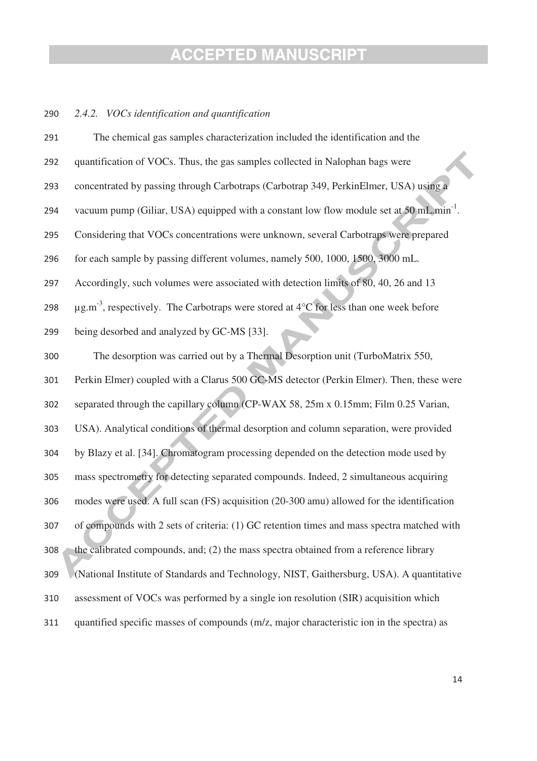*2.4.2. VOCs identification and quantification*

The chemical gas samples characterization included the identification and the quantification of VOCs. Thus, the gas samples collected in Nalophan bags were concentrated by passing through Carbotraps (Carbotrap 349, PerkinElmer, USA) using a vacuum pump (Giliar, USA) equipped with a constant low flow module set at 50 mL.min$^{-1}$. Considering that VOCs concentrations were unknown, several Carbotraps were prepared for each sample by passing different volumes, namely 500, 1000, 1500, 3000 mL. Accordingly, such volumes were associated with detection limits of 80, 40, 26 and 13 µg.m$^{-3}$, respectively. The Carbotraps were stored at 4°C for less than one week before being desorbed and analyzed by GC-MS [33].

The desorption was carried out by a Thermal Desorption unit (TurboMatrix 550, Perkin Elmer) coupled with a Clarus 500 GC-MS detector (Perkin Elmer). Then, these were separated through the capillary column (CP-WAX 58, 25m x 0.15mm; Film 0.25 Varian, USA). Analytical conditions of thermal desorption and column separation, were provided by Blazy et al. [34]. Chromatogram processing depended on the detection mode used by mass spectrometry for detecting separated compounds. Indeed, 2 simultaneous acquiring modes were used. A full scan (FS) acquisition (20-300 amu) allowed for the identification of compounds with 2 sets of criteria: (1) GC retention times and mass spectra matched with the calibrated compounds, and; (2) the mass spectra obtained from a reference library (National Institute of Standards and Technology, NIST, Gaithersburg, USA). A quantitative assessment of VOCs was performed by a single ion resolution (SIR) acquisition which quantified specific masses of compounds (m/z, major characteristic ion in the spectra) as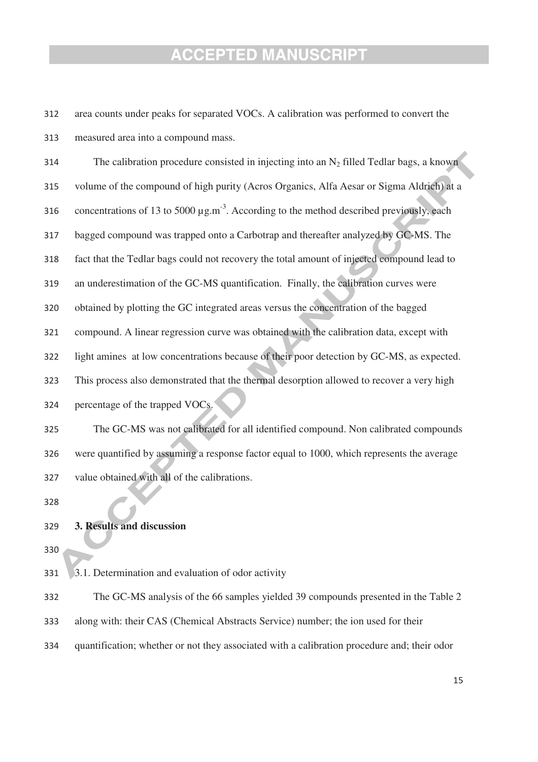area counts under peaks for separated VOCs. A calibration was performed to convert the measured area into a compound mass.

The calibration procedure consisted in injecting into an $N_2$ filled Tedlar bags, a known volume of the compound of high purity (Acros Organics, Alfa Aesar or Sigma Aldrich) at a concentrations of 13 to 5000 $\mu g.m^{-3}$. According to the method described previously, each bagged compound was trapped onto a Carbotrap and thereafter analyzed by GC-MS. The fact that the Tedlar bags could not recovery the total amount of injected compound lead to an underestimation of the GC-MS quantification. Finally, the calibration curves were obtained by plotting the GC integrated areas versus the concentration of the bagged compound. A linear regression curve was obtained with the calibration data, except with light amines at low concentrations because of their poor detection by GC-MS, as expected. This process also demonstrated that the thermal desorption allowed to recover a very high percentage of the trapped VOCs.

The GC-MS was not calibrated for all identified compound. Non calibrated compounds were quantified by assuming a response factor equal to 1000, which represents the average value obtained with all of the calibrations.

## 3. Results and discussion

### 3.1. Determination and evaluation of odor activity

The GC-MS analysis of the 66 samples yielded 39 compounds presented in the Table 2 along with: their CAS (Chemical Abstracts Service) number; the ion used for their quantification; whether or not they associated with a calibration procedure and; their odor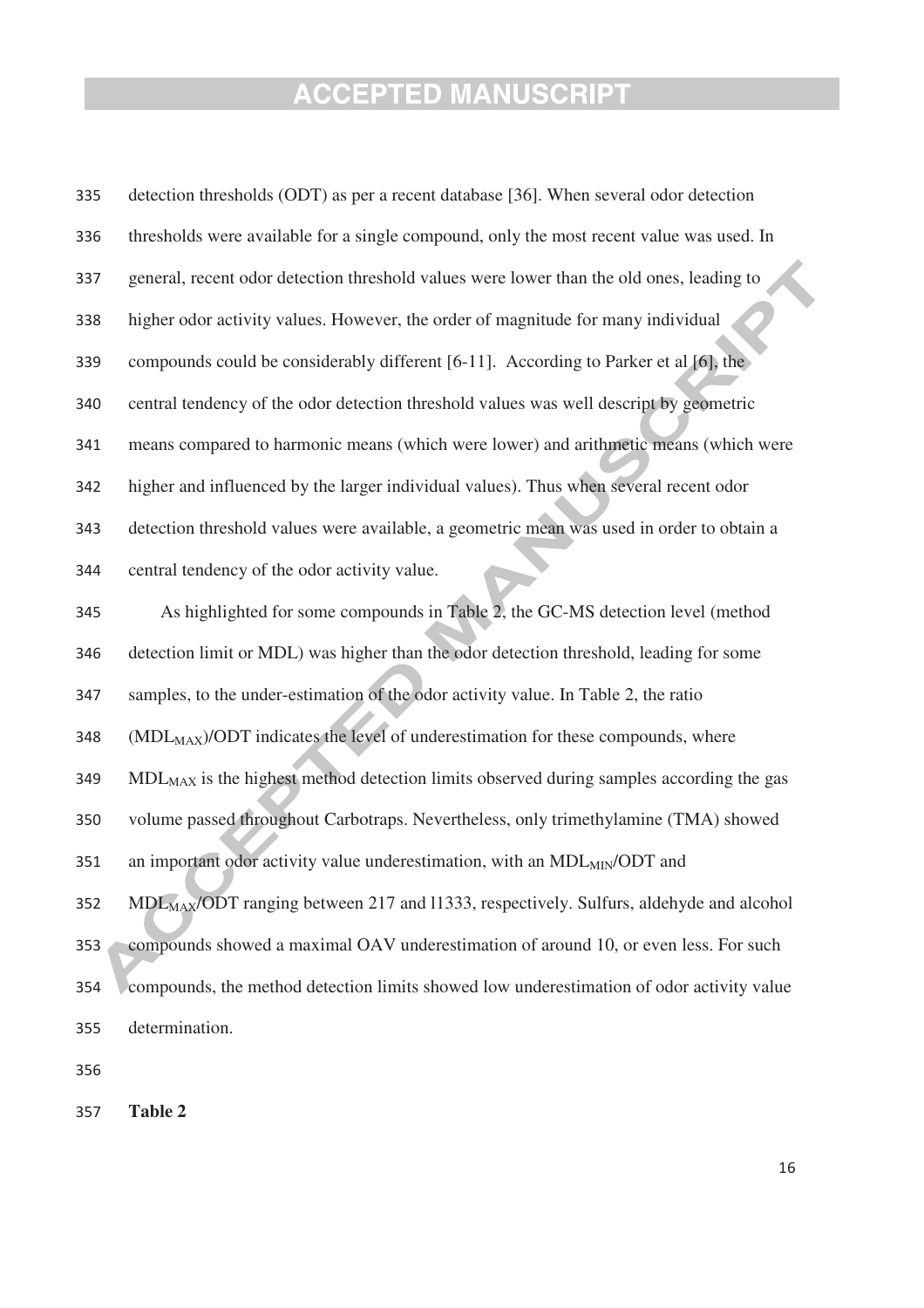detection thresholds (ODT) as per a recent database [36]. When several odor detection thresholds were available for a single compound, only the most recent value was used. In general, recent odor detection threshold values were lower than the old ones, leading to higher odor activity values. However, the order of magnitude for many individual compounds could be considerably different [6-11]. According to Parker et al [6], the central tendency of the odor detection threshold values was well descript by geometric means compared to harmonic means (which were lower) and arithmetic means (which were higher and influenced by the larger individual values). Thus when several recent odor detection threshold values were available, a geometric mean was used in order to obtain a central tendency of the odor activity value.

As highlighted for some compounds in Table 2, the GC-MS detection level (method detection limit or MDL) was higher than the odor detection threshold, leading for some samples, to the under-estimation of the odor activity value. In Table 2, the ratio ($MDL_{MAX}$)/ODT indicates the level of underestimation for these compounds, where $MDL_{MAX}$ is the highest method detection limits observed during samples according the gas volume passed throughout Carbotraps. Nevertheless, only trimethylamine (TMA) showed an important odor activity value underestimation, with an $MDL_{MIN}$/ODT and $MDL_{MAX}$/ODT ranging between 217 and l1333, respectively. Sulfurs, aldehyde and alcohol compounds showed a maximal OAV underestimation of around 10, or even less. For such compounds, the method detection limits showed low underestimation of odor activity value determination.

**Table 2**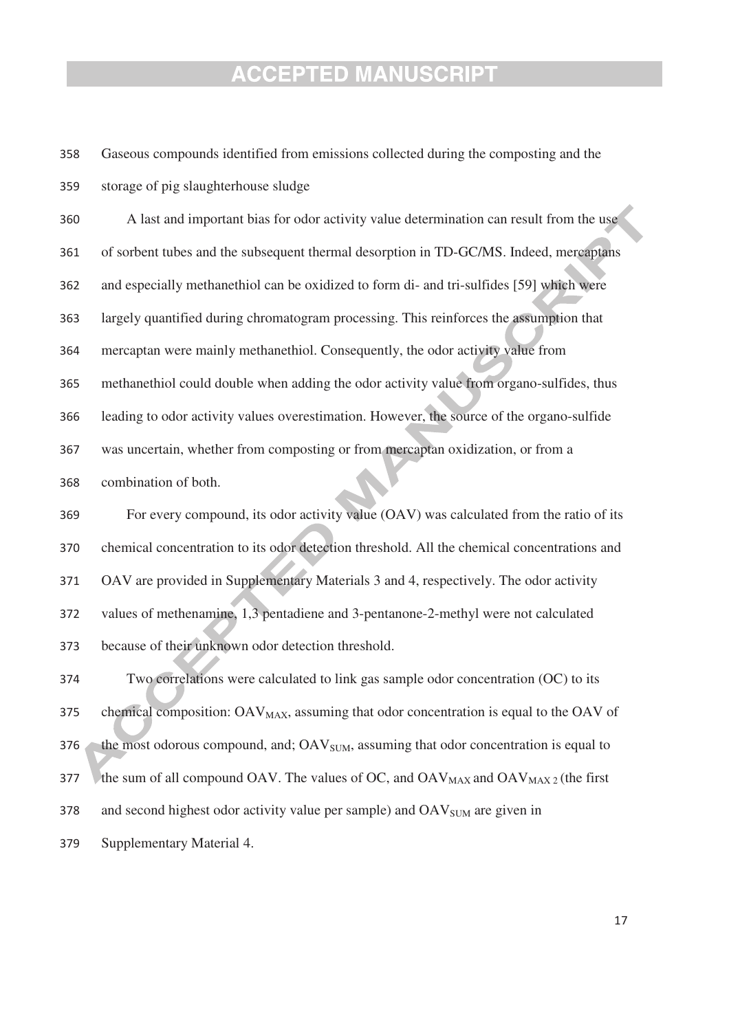Gaseous compounds identified from emissions collected during the composting and the storage of pig slaughterhouse sludge

A last and important bias for odor activity value determination can result from the use of sorbent tubes and the subsequent thermal desorption in TD-GC/MS. Indeed, mercaptans and especially methanethiol can be oxidized to form di- and tri-sulfides [59] which were largely quantified during chromatogram processing. This reinforces the assumption that mercaptan were mainly methanethiol. Consequently, the odor activity value from methanethiol could double when adding the odor activity value from organo-sulfides, thus leading to odor activity values overestimation. However, the source of the organo-sulfide was uncertain, whether from composting or from mercaptan oxidization, or from a combination of both.

For every compound, its odor activity value (OAV) was calculated from the ratio of its chemical concentration to its odor detection threshold. All the chemical concentrations and OAV are provided in Supplementary Materials 3 and 4, respectively. The odor activity values of methenamine, 1,3 pentadiene and 3-pentanone-2-methyl were not calculated because of their unknown odor detection threshold.

Two correlations were calculated to link gas sample odor concentration (OC) to its chemical composition: $OAV_{MAX}$, assuming that odor concentration is equal to the OAV of the most odorous compound, and; $OAV_{SUM}$, assuming that odor concentration is equal to the sum of all compound OAV. The values of OC, and $OAV_{MAX}$ and $OAV_{MAX\ 2}$ (the first and second highest odor activity value per sample) and $OAV_{SUM}$ are given in Supplementary Material 4.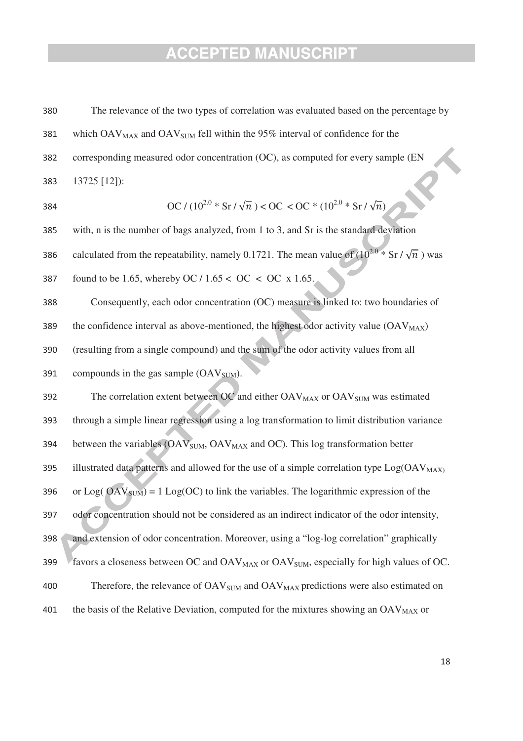The relevance of the two types of correlation was evaluated based on the percentage by which $OAV_{MAX}$ and $OAV_{SUM}$ fell within the 95% interval of confidence for the corresponding measured odor concentration (OC), as computed for every sample (EN 13725 [12]):

$$OC / (10^{2.0} * Sr / \sqrt{n}) < OC < OC * (10^{2.0} * Sr / \sqrt{n})$$

with, n is the number of bags analyzed, from 1 to 3, and Sr is the standard deviation calculated from the repeatability, namely 0.1721. The mean value of $(10^{2.0} * Sr / \sqrt{n})$ was found to be 1.65, whereby OC / 1.65 < OC < OC x 1.65.

Consequently, each odor concentration (OC) measure is linked to: two boundaries of the confidence interval as above-mentioned, the highest odor activity value ($OAV_{MAX}$) (resulting from a single compound) and the sum of the odor activity values from all compounds in the gas sample ($OAV_{SUM}$).

The correlation extent between OC and either $OAV_{MAX}$ or $OAV_{SUM}$ was estimated through a simple linear regression using a log transformation to limit distribution variance between the variables ($OAV_{SUM}$, $OAV_{MAX}$ and OC). This log transformation better illustrated data patterns and allowed for the use of a simple correlation type $Log(OAV_{MAX})$ or $Log(OAV_{SUM}) = 1 \, Log(OC)$ to link the variables. The logarithmic expression of the odor concentration should not be considered as an indirect indicator of the odor intensity, and extension of odor concentration. Moreover, using a "log-log correlation" graphically favors a closeness between OC and $OAV_{MAX}$ or $OAV_{SUM}$, especially for high values of OC.

Therefore, the relevance of $OAV_{SUM}$ and $OAV_{MAX}$ predictions were also estimated on the basis of the Relative Deviation, computed for the mixtures showing an $OAV_{MAX}$ or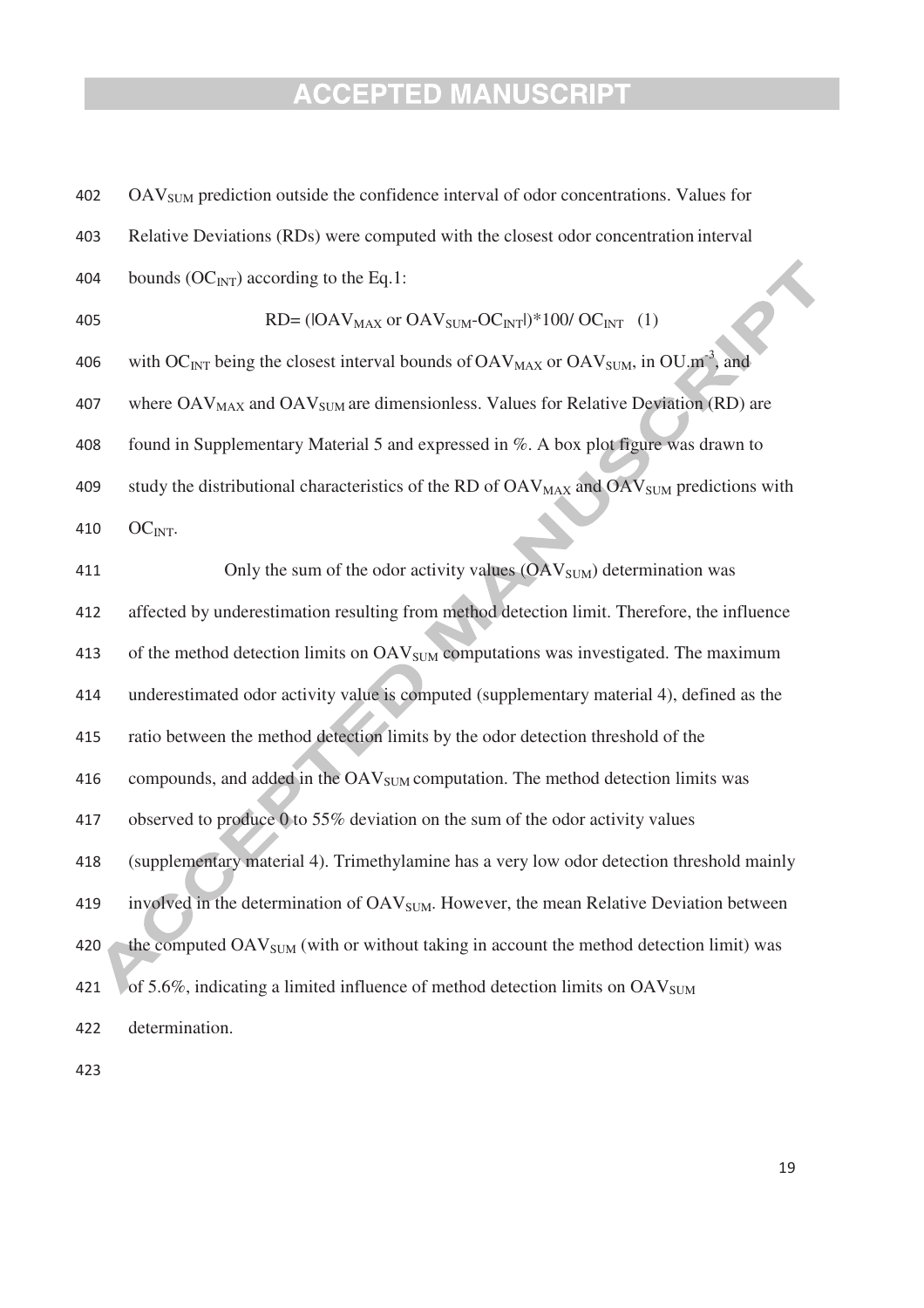$OAV_{SUM}$ prediction outside the confidence interval of odor concentrations. Values for Relative Deviations (RDs) were computed with the closest odor concentration interval bounds ($OC_{INT}$) according to the Eq.1:

$$RD = (|OAV_{MAX} \text{ or } OAV_{SUM} - OC_{INT}|) * 100 / OC_{INT} \quad (1)$$

with $OC_{INT}$ being the closest interval bounds of $OAV_{MAX}$ or $OAV_{SUM}$, in $OU.m^{-3}$, and where $OAV_{MAX}$ and $OAV_{SUM}$ are dimensionless. Values for Relative Deviation (RD) are found in Supplementary Material 5 and expressed in %. A box plot figure was drawn to study the distributional characteristics of the RD of $OAV_{MAX}$ and $OAV_{SUM}$ predictions with $OC_{INT}$.

Only the sum of the odor activity values ($OAV_{SUM}$) determination was affected by underestimation resulting from method detection limit. Therefore, the influence of the method detection limits on $OAV_{SUM}$ computations was investigated. The maximum underestimated odor activity value is computed (supplementary material 4), defined as the ratio between the method detection limits by the odor detection threshold of the compounds, and added in the $OAV_{SUM}$ computation. The method detection limits was observed to produce 0 to 55% deviation on the sum of the odor activity values (supplementary material 4). Trimethylamine has a very low odor detection threshold mainly involved in the determination of $OAV_{SUM}$. However, the mean Relative Deviation between the computed $OAV_{SUM}$ (with or without taking in account the method detection limit) was of 5.6%, indicating a limited influence of method detection limits on $OAV_{SUM}$ determination.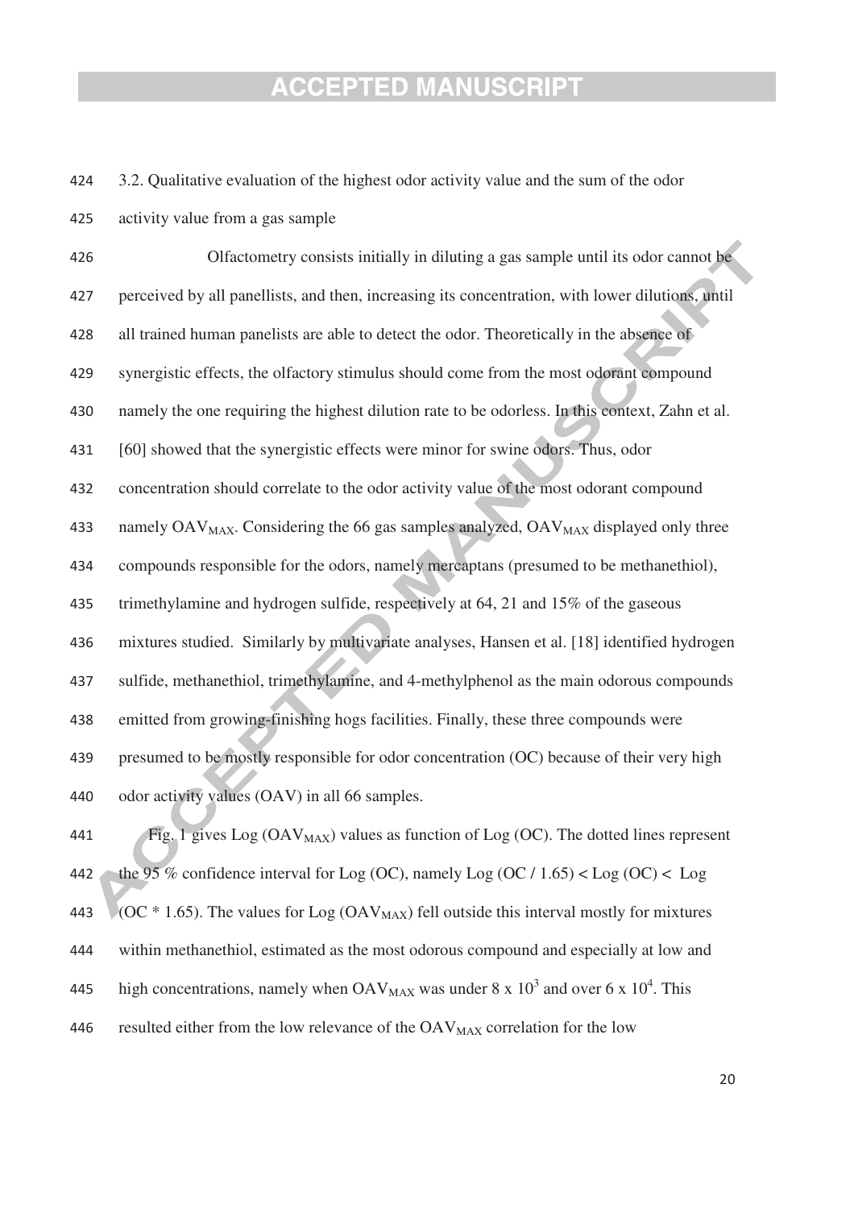### 3.2. Qualitative evaluation of the highest odor activity value and the sum of the odor activity value from a gas sample

Olfactometry consists initially in diluting a gas sample until its odor cannot be perceived by all panellists, and then, increasing its concentration, with lower dilutions, until all trained human panelists are able to detect the odor. Theoretically in the absence of synergistic effects, the olfactory stimulus should come from the most odorant compound namely the one requiring the highest dilution rate to be odorless. In this context, Zahn et al. [60] showed that the synergistic effects were minor for swine odors. Thus, odor concentration should correlate to the odor activity value of the most odorant compound namely $OAV_{MAX}$. Considering the 66 gas samples analyzed, $OAV_{MAX}$ displayed only three compounds responsible for the odors, namely mercaptans (presumed to be methanethiol), trimethylamine and hydrogen sulfide, respectively at 64, 21 and 15% of the gaseous mixtures studied. Similarly by multivariate analyses, Hansen et al. [18] identified hydrogen sulfide, methanethiol, trimethylamine, and 4-methylphenol as the main odorous compounds emitted from growing-finishing hogs facilities. Finally, these three compounds were presumed to be mostly responsible for odor concentration (OC) because of their very high odor activity values (OAV) in all 66 samples.

Fig. 1 gives $\text{Log}(OAV_{MAX})$ values as function of Log (OC). The dotted lines represent the 95 % confidence interval for Log (OC), namely $\text{Log}(OC / 1.65) < \text{Log}(OC) < \text{Log}(OC * 1.65)$. The values for $\text{Log}(OAV_{MAX})$ fell outside this interval mostly for mixtures within methanethiol, estimated as the most odorous compound and especially at low and high concentrations, namely when $OAV_{MAX}$ was under $8 \times 10^3$ and over $6 \times 10^4$. This resulted either from the low relevance of the $OAV_{MAX}$ correlation for the low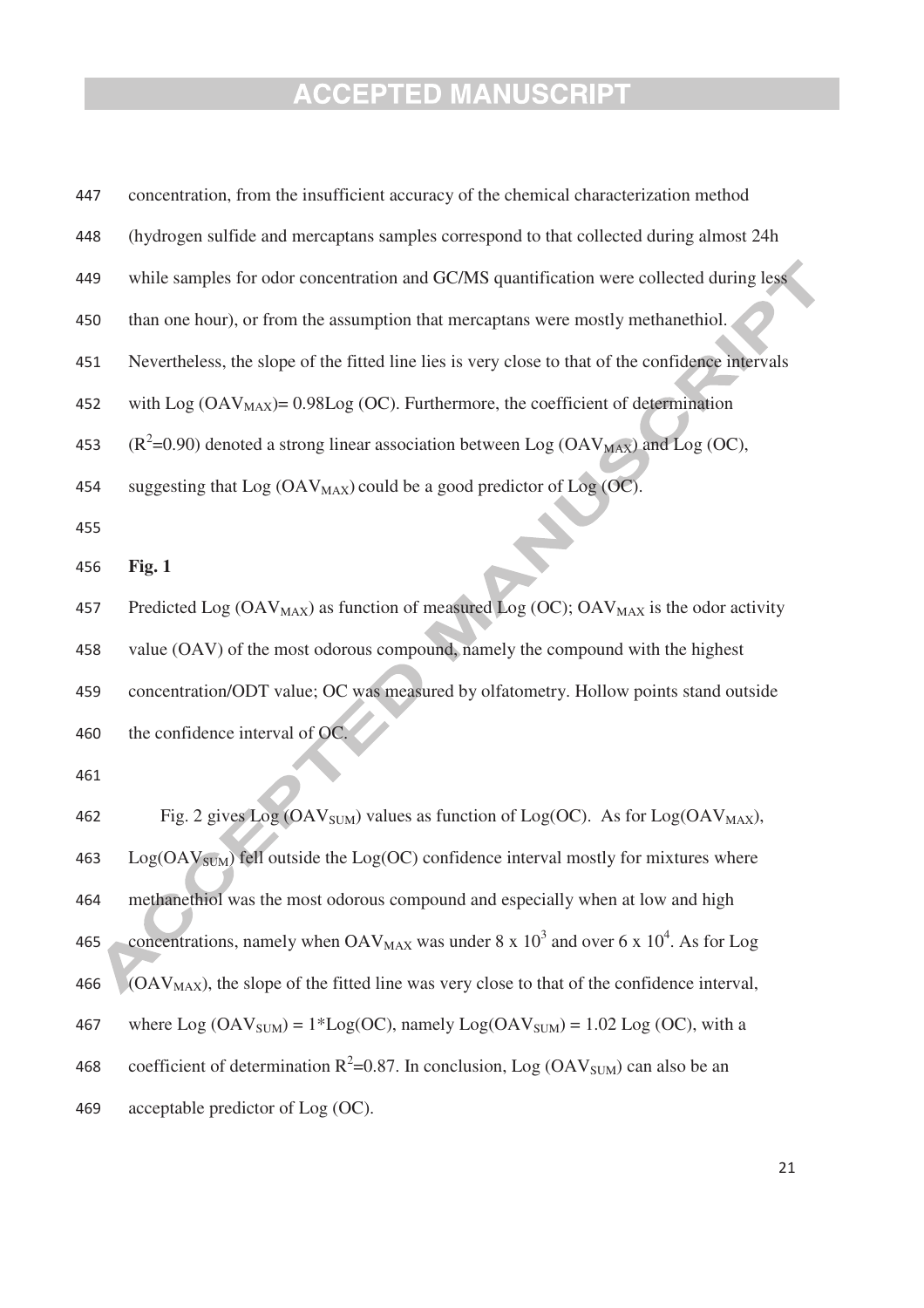concentration, from the insufficient accuracy of the chemical characterization method (hydrogen sulfide and mercaptans samples correspond to that collected during almost 24h while samples for odor concentration and GC/MS quantification were collected during less than one hour), or from the assumption that mercaptans were mostly methanethiol. Nevertheless, the slope of the fitted line lies is very close to that of the confidence intervals with Log ($OAV_{MAX}$)= 0.98Log (OC). Furthermore, the coefficient of determination ($R^2$=0.90) denoted a strong linear association between Log ($OAV_{MAX}$) and Log (OC), suggesting that Log ($OAV_{MAX}$) could be a good predictor of Log (OC).

**Fig. 1**

Predicted Log ($OAV_{MAX}$) as function of measured Log (OC); $OAV_{MAX}$ is the odor activity value (OAV) of the most odorous compound, namely the compound with the highest concentration/ODT value; OC was measured by olfatometry. Hollow points stand outside the confidence interval of OC.

Fig. 2 gives Log ($OAV_{SUM}$) values as function of Log(OC). As for Log($OAV_{MAX}$), Log($OAV_{SUM}$) fell outside the Log(OC) confidence interval mostly for mixtures where methanethiol was the most odorous compound and especially when at low and high concentrations, namely when $OAV_{MAX}$ was under $8 \times 10^3$ and over $6 \times 10^4$. As for Log ($OAV_{MAX}$), the slope of the fitted line was very close to that of the confidence interval, where Log ($OAV_{SUM}$) = 1*Log(OC), namely Log($OAV_{SUM}$) = 1.02 Log (OC), with a coefficient of determination $R^2$=0.87. In conclusion, Log ($OAV_{SUM}$) can also be an acceptable predictor of Log (OC).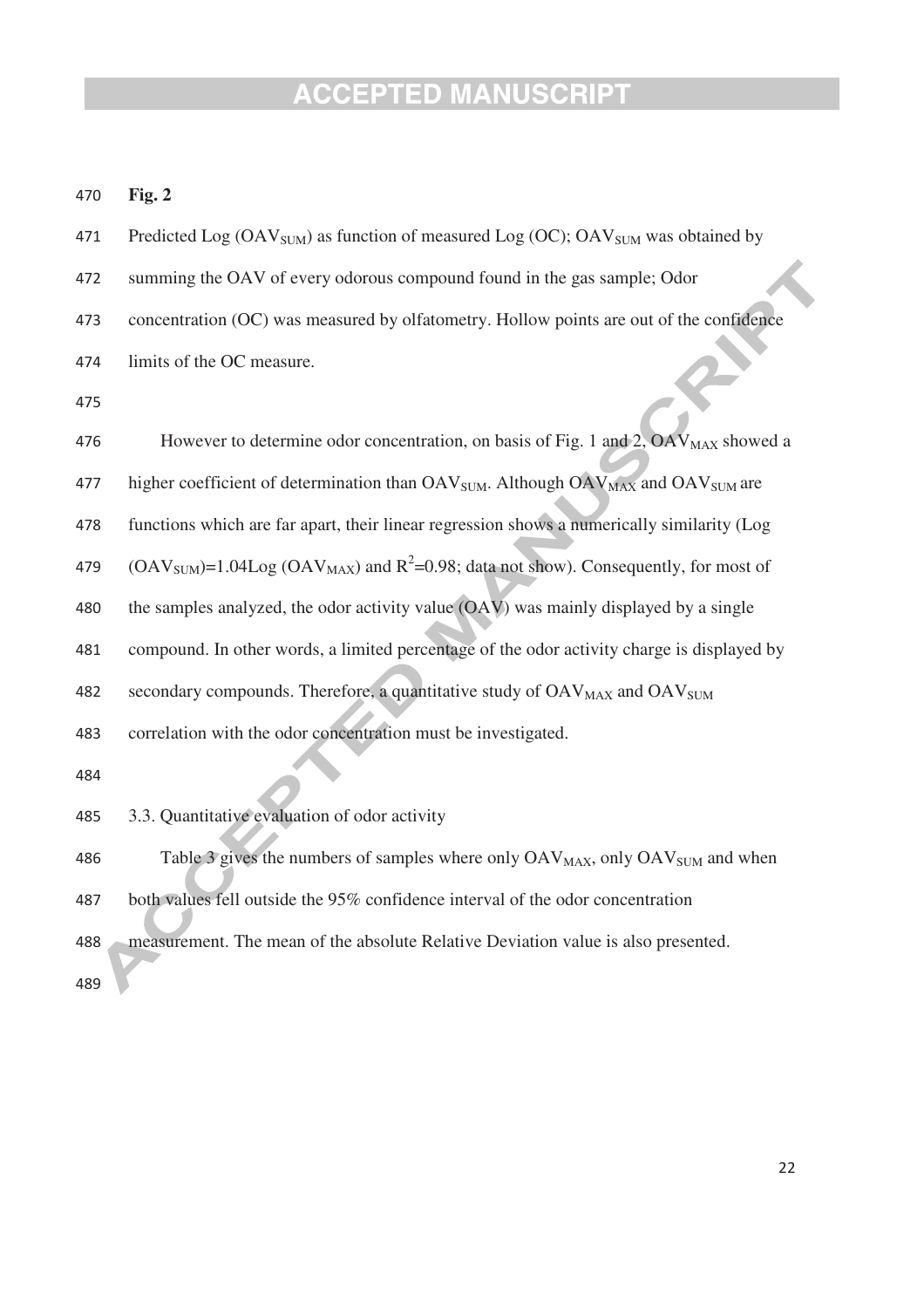**Fig. 2**

Predicted Log ($OAV_{SUM}$) as function of measured Log (OC); $OAV_{SUM}$ was obtained by summing the OAV of every odorous compound found in the gas sample; Odor concentration (OC) was measured by olfatometry. Hollow points are out of the confidence limits of the OC measure.

However to determine odor concentration, on basis of Fig. 1 and 2, $OAV_{MAX}$ showed a higher coefficient of determination than $OAV_{SUM}$. Although $OAV_{MAX}$ and $OAV_{SUM}$ are functions which are far apart, their linear regression shows a numerically similarity (Log ($OAV_{SUM}$)=1.04Log ($OAV_{MAX}$) and $R^2$=0.98; data not show). Consequently, for most of the samples analyzed, the odor activity value (OAV) was mainly displayed by a single compound. In other words, a limited percentage of the odor activity charge is displayed by secondary compounds. Therefore, a quantitative study of $OAV_{MAX}$ and $OAV_{SUM}$ correlation with the odor concentration must be investigated.

3.3. Quantitative evaluation of odor activity

Table 3 gives the numbers of samples where only $OAV_{MAX}$, only $OAV_{SUM}$ and when both values fell outside the 95% confidence interval of the odor concentration measurement. The mean of the absolute Relative Deviation value is also presented.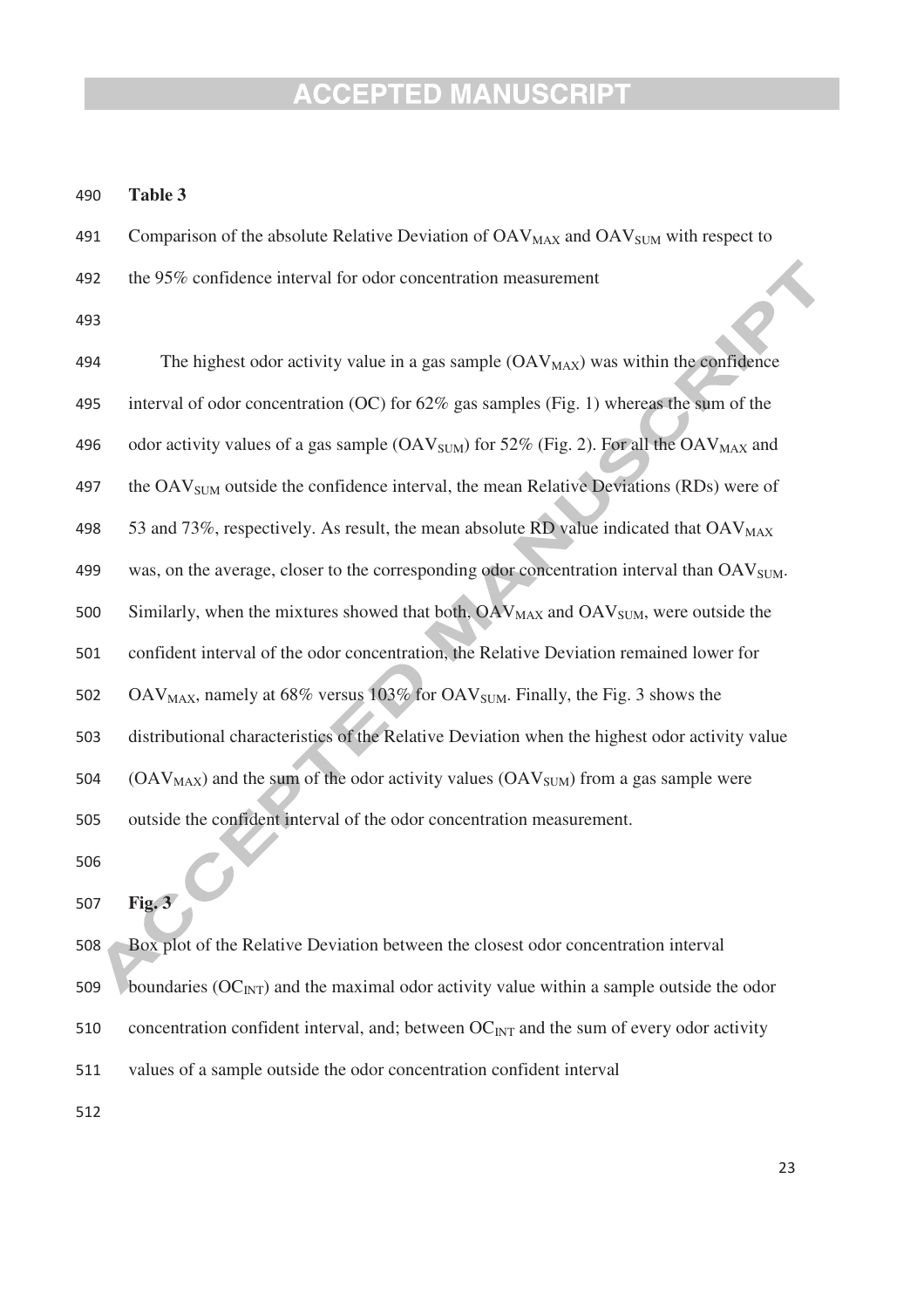**Table 3**

Comparison of the absolute Relative Deviation of $OAV_{MAX}$ and $OAV_{SUM}$ with respect to the 95% confidence interval for odor concentration measurement

The highest odor activity value in a gas sample ($OAV_{MAX}$) was within the confidence interval of odor concentration (OC) for 62% gas samples (Fig. 1) whereas the sum of the odor activity values of a gas sample ($OAV_{SUM}$) for 52% (Fig. 2). For all the $OAV_{MAX}$ and the $OAV_{SUM}$ outside the confidence interval, the mean Relative Deviations (RDs) were of 53 and 73%, respectively. As result, the mean absolute RD value indicated that $OAV_{MAX}$ was, on the average, closer to the corresponding odor concentration interval than $OAV_{SUM}$. Similarly, when the mixtures showed that both, $OAV_{MAX}$ and $OAV_{SUM}$, were outside the confident interval of the odor concentration, the Relative Deviation remained lower for $OAV_{MAX}$, namely at 68% versus 103% for $OAV_{SUM}$. Finally, the Fig. 3 shows the distributional characteristics of the Relative Deviation when the highest odor activity value ($OAV_{MAX}$) and the sum of the odor activity values ($OAV_{SUM}$) from a gas sample were outside the confident interval of the odor concentration measurement.

**Fig. 3**

Box plot of the Relative Deviation between the closest odor concentration interval boundaries ($OC_{INT}$) and the maximal odor activity value within a sample outside the odor concentration confident interval, and; between $OC_{INT}$ and the sum of every odor activity values of a sample outside the odor concentration confident interval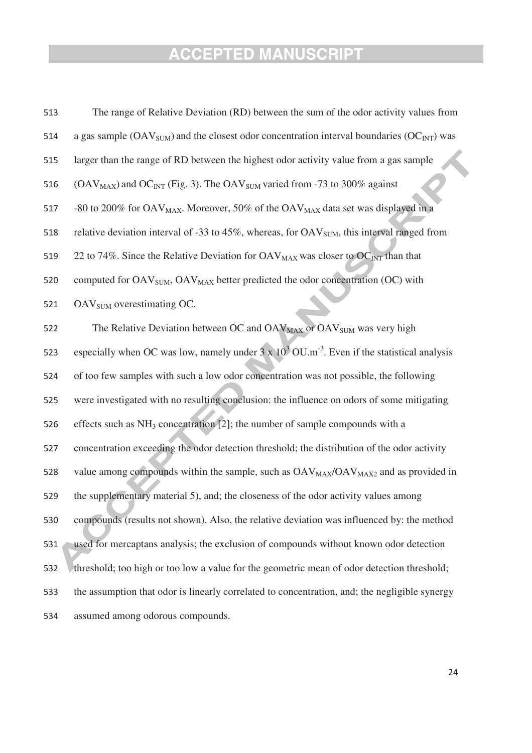The range of Relative Deviation (RD) between the sum of the odor activity values from a gas sample ($OAV_{SUM}$) and the closest odor concentration interval boundaries ($OC_{INT}$) was larger than the range of RD between the highest odor activity value from a gas sample ($OAV_{MAX}$) and $OC_{INT}$ (Fig. 3). The $OAV_{SUM}$ varied from -73 to 300% against -80 to 200% for $OAV_{MAX}$. Moreover, 50% of the $OAV_{MAX}$ data set was displayed in a relative deviation interval of -33 to 45%, whereas, for $OAV_{SUM}$, this interval ranged from 22 to 74%. Since the Relative Deviation for $OAV_{MAX}$ was closer to $OC_{INT}$ than that computed for $OAV_{SUM}$, $OAV_{MAX}$ better predicted the odor concentration (OC) with $OAV_{SUM}$ overestimating OC.

The Relative Deviation between OC and $OAV_{MAX}$ or $OAV_{SUM}$ was very high especially when OC was low, namely under $3 \times 10^3$ $OU.m^{-3}$. Even if the statistical analysis of too few samples with such a low odor concentration was not possible, the following were investigated with no resulting conclusion: the influence on odors of some mitigating effects such as $NH_3$ concentration [2]; the number of sample compounds with a concentration exceeding the odor detection threshold; the distribution of the odor activity value among compounds within the sample, such as $OAV_{MAX}/OAV_{MAX2}$ and as provided in the supplementary material 5), and; the closeness of the odor activity values among compounds (results not shown). Also, the relative deviation was influenced by: the method used for mercaptans analysis; the exclusion of compounds without known odor detection threshold; too high or too low a value for the geometric mean of odor detection threshold; the assumption that odor is linearly correlated to concentration, and; the negligible synergy assumed among odorous compounds.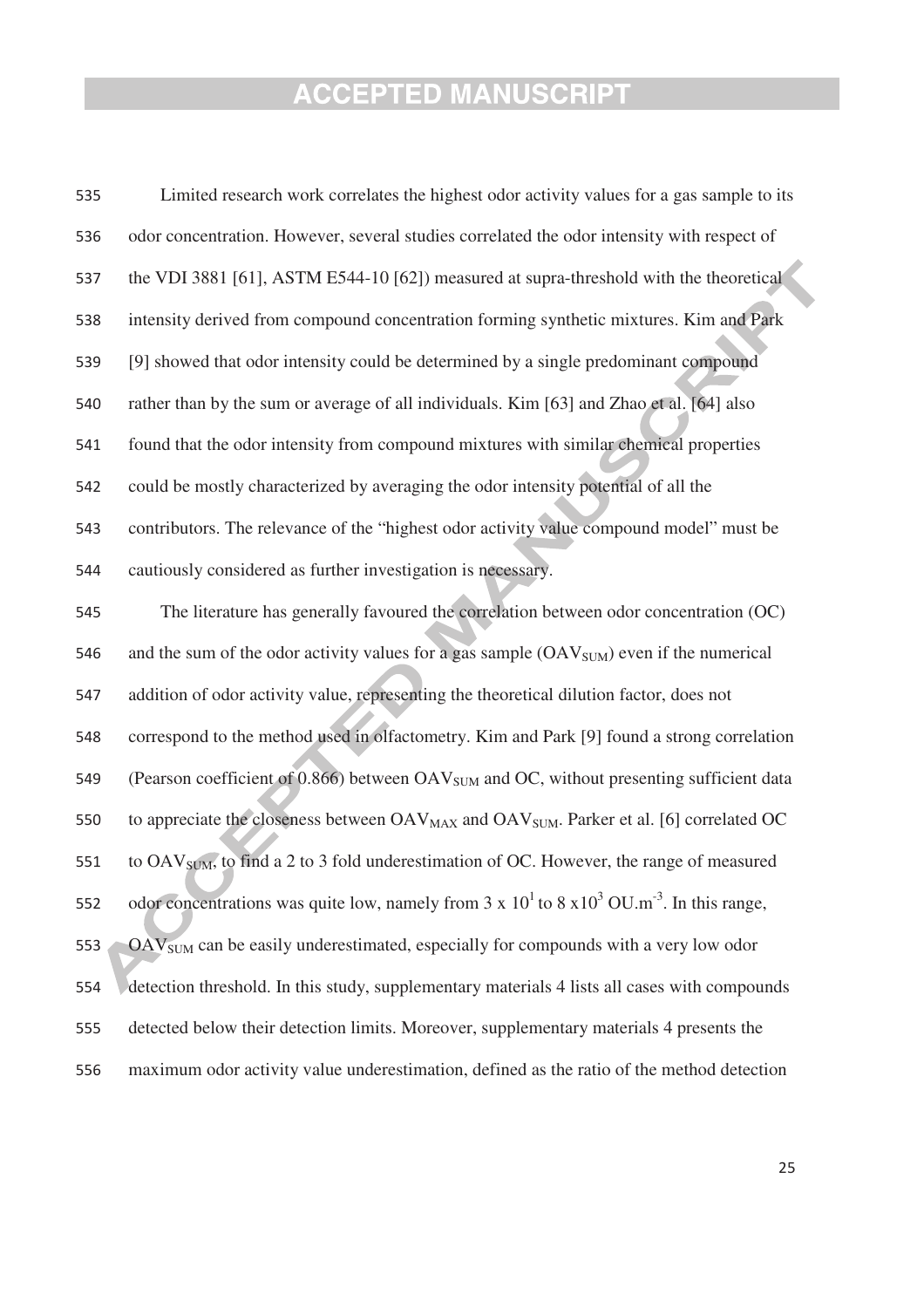Limited research work correlates the highest odor activity values for a gas sample to its odor concentration. However, several studies correlated the odor intensity with respect of the VDI 3881 [61], ASTM E544-10 [62]) measured at supra-threshold with the theoretical intensity derived from compound concentration forming synthetic mixtures. Kim and Park [9] showed that odor intensity could be determined by a single predominant compound rather than by the sum or average of all individuals. Kim [63] and Zhao et al. [64] also found that the odor intensity from compound mixtures with similar chemical properties could be mostly characterized by averaging the odor intensity potential of all the contributors. The relevance of the "highest odor activity value compound model" must be cautiously considered as further investigation is necessary.

The literature has generally favoured the correlation between odor concentration (OC) and the sum of the odor activity values for a gas sample ($OAV_{SUM}$) even if the numerical addition of odor activity value, representing the theoretical dilution factor, does not correspond to the method used in olfactometry. Kim and Park [9] found a strong correlation (Pearson coefficient of 0.866) between $OAV_{SUM}$ and OC, without presenting sufficient data to appreciate the closeness between $OAV_{MAX}$ and $OAV_{SUM}$. Parker et al. [6] correlated OC to $OAV_{SUM}$, to find a 2 to 3 fold underestimation of OC. However, the range of measured odor concentrations was quite low, namely from $3 \times 10^1$ to $8 \times 10^3$ OU.m$^{-3}$. In this range, $OAV_{SUM}$ can be easily underestimated, especially for compounds with a very low odor detection threshold. In this study, supplementary materials 4 lists all cases with compounds detected below their detection limits. Moreover, supplementary materials 4 presents the maximum odor activity value underestimation, defined as the ratio of the method detection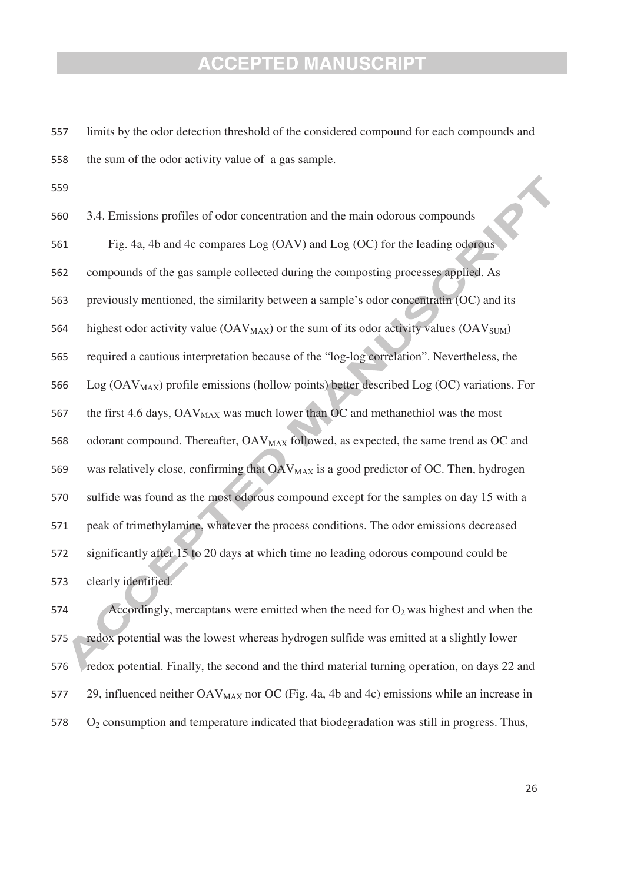limits by the odor detection threshold of the considered compound for each compounds and the sum of the odor activity value of a gas sample.

### 3.4. Emissions profiles of odor concentration and the main odorous compounds

Fig. 4a, 4b and 4c compares Log (OAV) and Log (OC) for the leading odorous compounds of the gas sample collected during the composting processes applied. As previously mentioned, the similarity between a sample's odor concentratin (OC) and its highest odor activity value ($OAV_{MAX}$) or the sum of its odor activity values ($OAV_{SUM}$) required a cautious interpretation because of the "log-log correlation". Nevertheless, the Log ($OAV_{MAX}$) profile emissions (hollow points) better described Log (OC) variations. For the first 4.6 days, $OAV_{MAX}$ was much lower than OC and methanethiol was the most odorant compound. Thereafter, $OAV_{MAX}$ followed, as expected, the same trend as OC and was relatively close, confirming that $OAV_{MAX}$ is a good predictor of OC. Then, hydrogen sulfide was found as the most odorous compound except for the samples on day 15 with a peak of trimethylamine, whatever the process conditions. The odor emissions decreased significantly after 15 to 20 days at which time no leading odorous compound could be clearly identified.

Accordingly, mercaptans were emitted when the need for $O_2$ was highest and when the redox potential was the lowest whereas hydrogen sulfide was emitted at a slightly lower redox potential. Finally, the second and the third material turning operation, on days 22 and 29, influenced neither $OAV_{MAX}$ nor OC (Fig. 4a, 4b and 4c) emissions while an increase in $O_2$ consumption and temperature indicated that biodegradation was still in progress. Thus,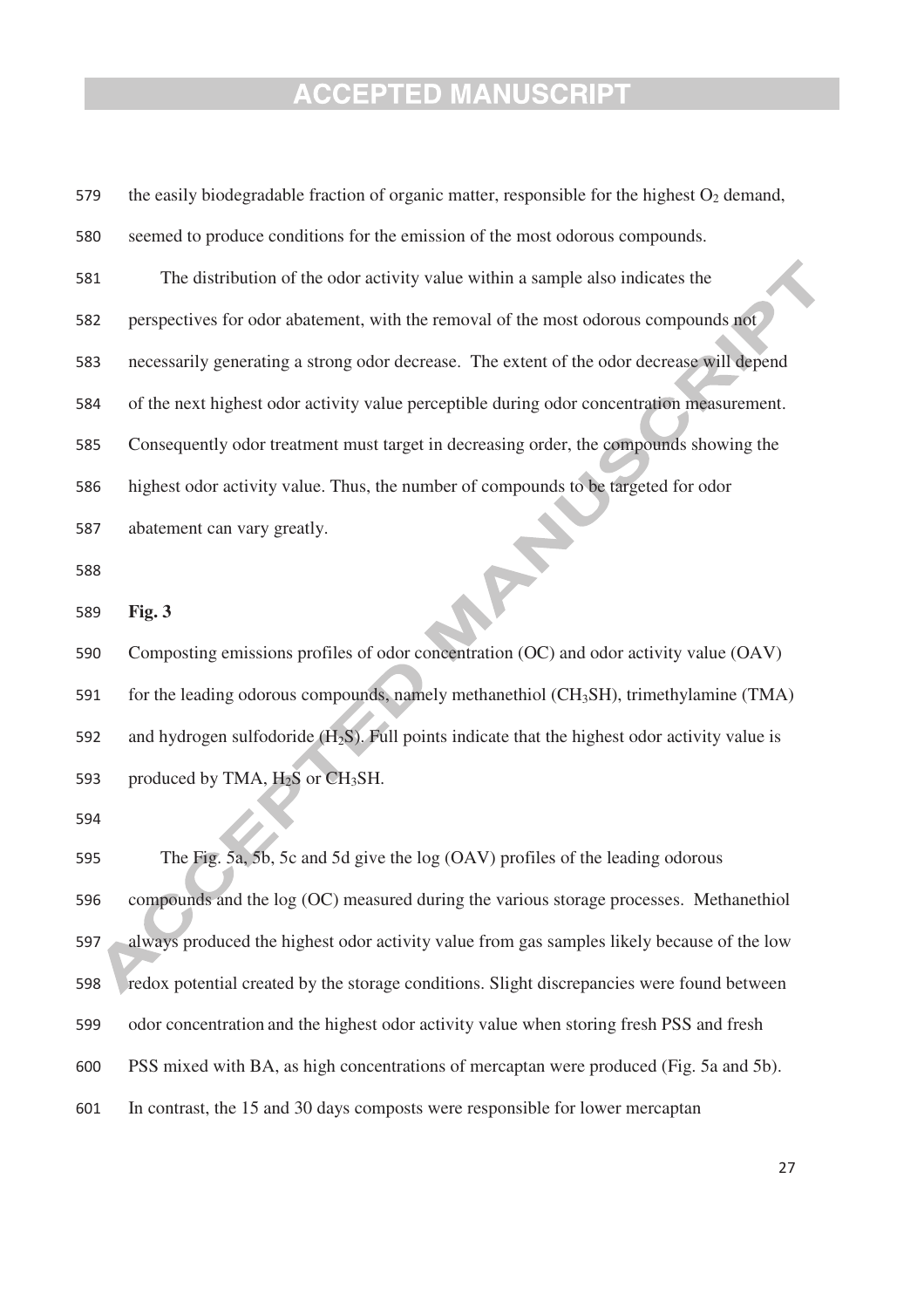the easily biodegradable fraction of organic matter, responsible for the highest $O_2$ demand, seemed to produce conditions for the emission of the most odorous compounds.

The distribution of the odor activity value within a sample also indicates the perspectives for odor abatement, with the removal of the most odorous compounds not necessarily generating a strong odor decrease. The extent of the odor decrease will depend of the next highest odor activity value perceptible during odor concentration measurement. Consequently odor treatment must target in decreasing order, the compounds showing the highest odor activity value. Thus, the number of compounds to be targeted for odor abatement can vary greatly.

**Fig. 3**

Composting emissions profiles of odor concentration (OC) and odor activity value (OAV) for the leading odorous compounds, namely methanethiol ($CH_3SH$), trimethylamine (TMA) and hydrogen sulfodoride ($H_2S$). Full points indicate that the highest odor activity value is produced by TMA, $H_2S$ or $CH_3SH$.

The Fig. 5a, 5b, 5c and 5d give the log (OAV) profiles of the leading odorous compounds and the log (OC) measured during the various storage processes. Methanethiol always produced the highest odor activity value from gas samples likely because of the low redox potential created by the storage conditions. Slight discrepancies were found between odor concentration and the highest odor activity value when storing fresh PSS and fresh PSS mixed with BA, as high concentrations of mercaptan were produced (Fig. 5a and 5b). In contrast, the 15 and 30 days composts were responsible for lower mercaptan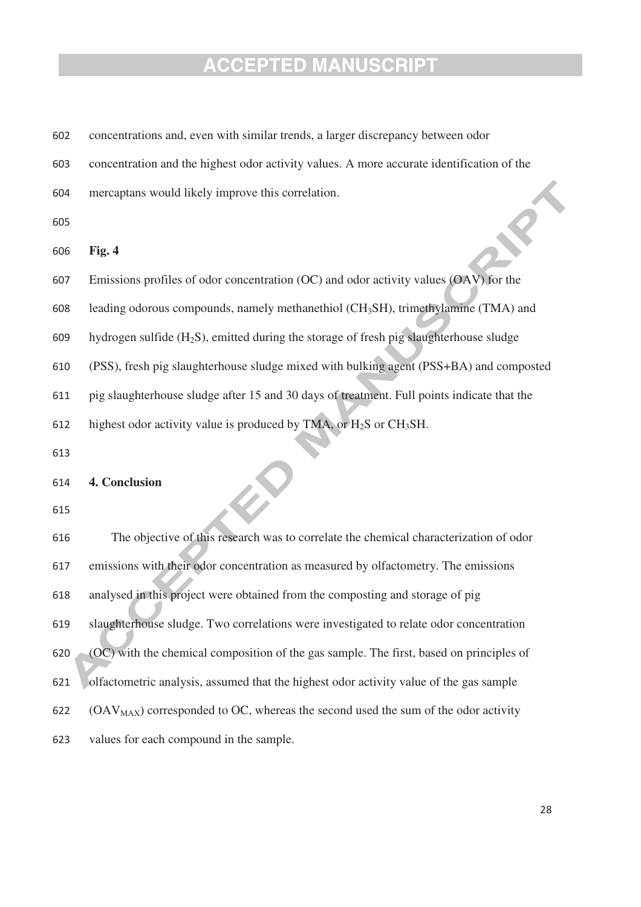concentrations and, even with similar trends, a larger discrepancy between odor concentration and the highest odor activity values. A more accurate identification of the mercaptans would likely improve this correlation.

**Fig. 4**

Emissions profiles of odor concentration (OC) and odor activity values (OAV) for the leading odorous compounds, namely methanethiol ($CH_3SH$), trimethylamine (TMA) and hydrogen sulfide ($H_2S$), emitted during the storage of fresh pig slaughterhouse sludge (PSS), fresh pig slaughterhouse sludge mixed with bulking agent (PSS+BA) and composted pig slaughterhouse sludge after 15 and 30 days of treatment. Full points indicate that the highest odor activity value is produced by TMA, or $H_2S$ or $CH_3SH$.

## 4. Conclusion

The objective of this research was to correlate the chemical characterization of odor emissions with their odor concentration as measured by olfactometry. The emissions analysed in this project were obtained from the composting and storage of pig slaughterhouse sludge. Two correlations were investigated to relate odor concentration (OC) with the chemical composition of the gas sample. The first, based on principles of olfactometric analysis, assumed that the highest odor activity value of the gas sample ($OAV_{MAX}$) corresponded to OC, whereas the second used the sum of the odor activity values for each compound in the sample.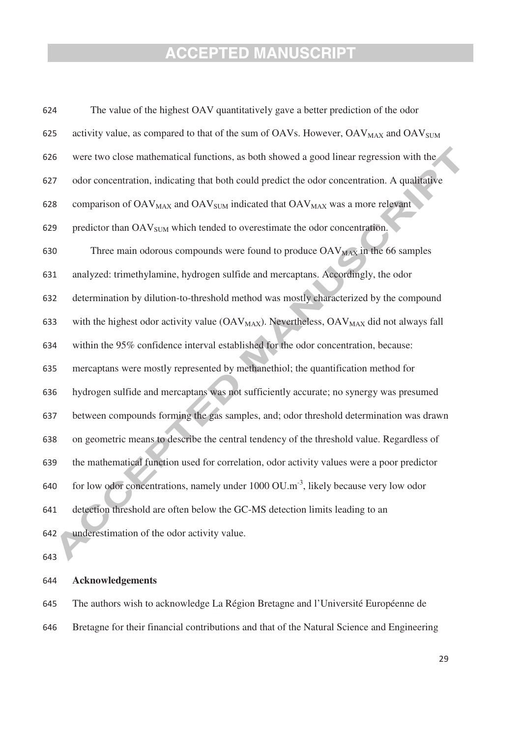The value of the highest OAV quantitatively gave a better prediction of the odor activity value, as compared to that of the sum of OAVs. However, $OAV_{MAX}$ and $OAV_{SUM}$ were two close mathematical functions, as both showed a good linear regression with the odor concentration, indicating that both could predict the odor concentration. A qualitative comparison of $OAV_{MAX}$ and $OAV_{SUM}$ indicated that $OAV_{MAX}$ was a more relevant predictor than $OAV_{SUM}$ which tended to overestimate the odor concentration.

Three main odorous compounds were found to produce $OAV_{MAX}$ in the 66 samples analyzed: trimethylamine, hydrogen sulfide and mercaptans. Accordingly, the odor determination by dilution-to-threshold method was mostly characterized by the compound with the highest odor activity value ($OAV_{MAX}$). Nevertheless, $OAV_{MAX}$ did not always fall within the 95% confidence interval established for the odor concentration, because: mercaptans were mostly represented by methanethiol; the quantification method for hydrogen sulfide and mercaptans was not sufficiently accurate; no synergy was presumed between compounds forming the gas samples, and; odor threshold determination was drawn on geometric means to describe the central tendency of the threshold value. Regardless of the mathematical function used for correlation, odor activity values were a poor predictor for low odor concentrations, namely under 1000 $OU.m^{-3}$, likely because very low odor detection threshold are often below the GC-MS detection limits leading to an underestimation of the odor activity value.

**Acknowledgements**

The authors wish to acknowledge La Région Bretagne and l'Université Européenne de Bretagne for their financial contributions and that of the Natural Science and Engineering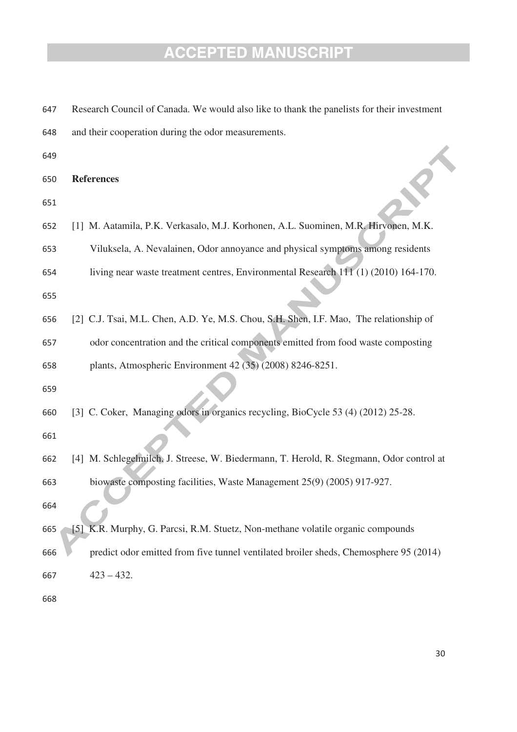Research Council of Canada. We would also like to thank the panelists for their investment and their cooperation during the odor measurements.

## References

[1] M. Aatamila, P.K. Verkasalo, M.J. Korhonen, A.L. Suominen, M.R. Hirvonen, M.K. Viluksela, A. Nevalainen, Odor annoyance and physical symptoms among residents living near waste treatment centres, Environmental Research 111 (1) (2010) 164-170.

[2] C.J. Tsai, M.L. Chen, A.D. Ye, M.S. Chou, S.H. Shen, I.F. Mao, The relationship of odor concentration and the critical components emitted from food waste composting plants, Atmospheric Environment 42 (35) (2008) 8246-8251.

[3] C. Coker, Managing odors in organics recycling, BioCycle 53 (4) (2012) 25-28.

[4] M. Schlegelmilch, J. Streese, W. Biedermann, T. Herold, R. Stegmann, Odor control at biowaste composting facilities, Waste Management 25(9) (2005) 917-927.

[5] K.R. Murphy, G. Parcsi, R.M. Stuetz, Non-methane volatile organic compounds predict odor emitted from five tunnel ventilated broiler sheds, Chemosphere 95 (2014) 423 – 432.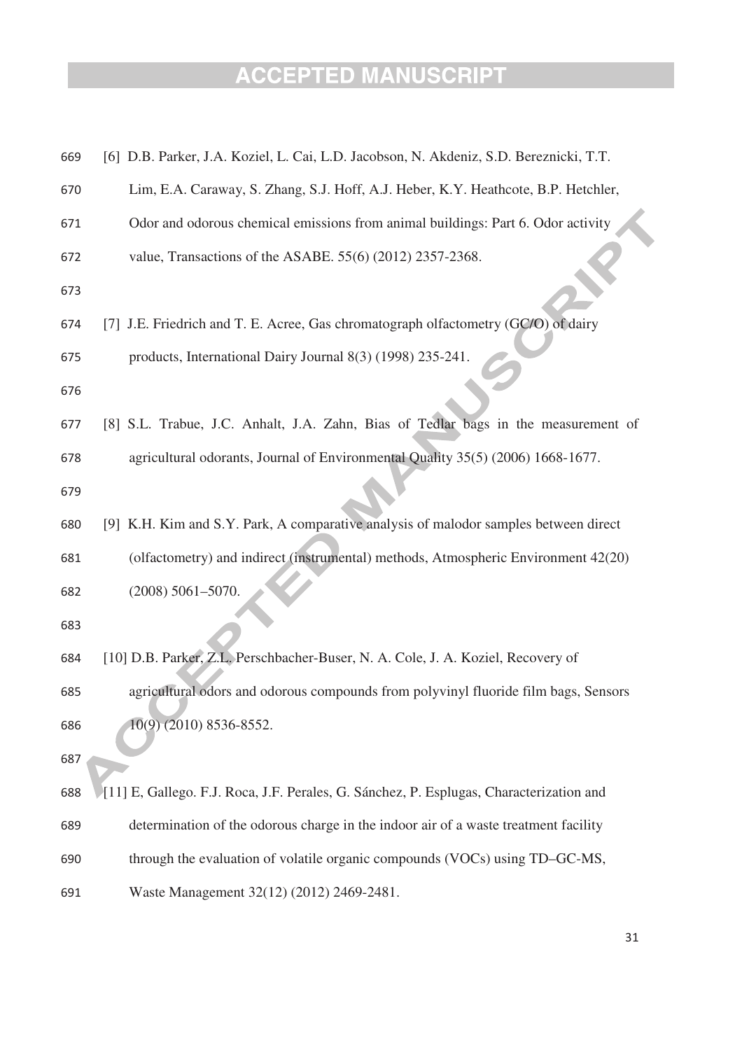[6] D.B. Parker, J.A. Koziel, L. Cai, L.D. Jacobson, N. Akdeniz, S.D. Bereznicki, T.T. Lim, E.A. Caraway, S. Zhang, S.J. Hoff, A.J. Heber, K.Y. Heathcote, B.P. Hetchler, Odor and odorous chemical emissions from animal buildings: Part 6. Odor activity value, Transactions of the ASABE. 55(6) (2012) 2357-2368.

[7] J.E. Friedrich and T. E. Acree, Gas chromatograph olfactometry (GC/O) of dairy products, International Dairy Journal 8(3) (1998) 235-241.

[8] S.L. Trabue, J.C. Anhalt, J.A. Zahn, Bias of Tedlar bags in the measurement of agricultural odorants, Journal of Environmental Quality 35(5) (2006) 1668-1677.

[9] K.H. Kim and S.Y. Park, A comparative analysis of malodor samples between direct (olfactometry) and indirect (instrumental) methods, Atmospheric Environment 42(20) (2008) 5061–5070.

[10] D.B. Parker, Z.L. Perschbacher-Buser, N. A. Cole, J. A. Koziel, Recovery of agricultural odors and odorous compounds from polyvinyl fluoride film bags, Sensors 10(9) (2010) 8536-8552.

[11] E, Gallego. F.J. Roca, J.F. Perales, G. Sánchez, P. Esplugas, Characterization and determination of the odorous charge in the indoor air of a waste treatment facility through the evaluation of volatile organic compounds (VOCs) using TD–GC-MS, Waste Management 32(12) (2012) 2469-2481.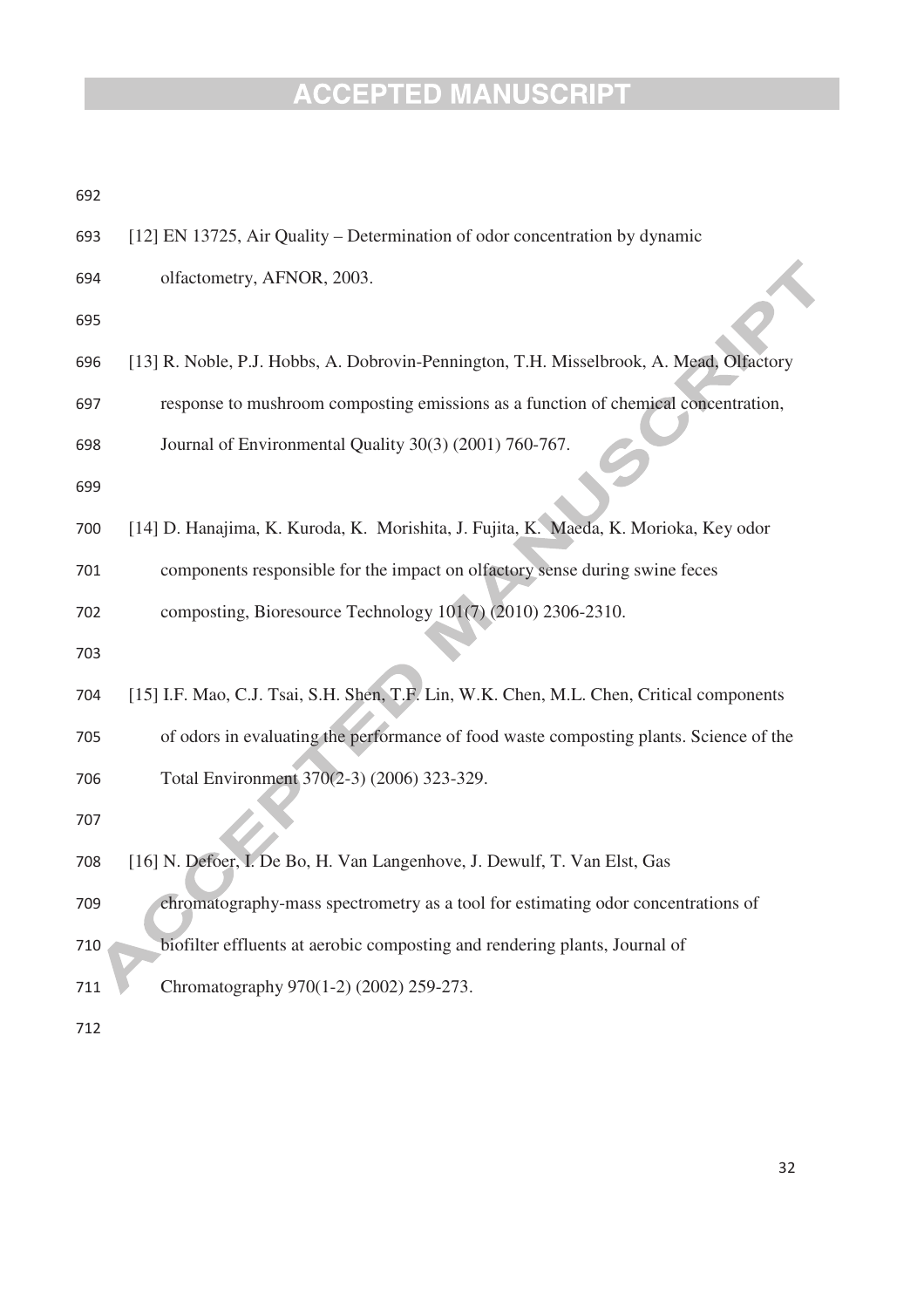[12] EN 13725, Air Quality – Determination of odor concentration by dynamic olfactometry, AFNOR, 2003.

[13] R. Noble, P.J. Hobbs, A. Dobrovin-Pennington, T.H. Misselbrook, A. Mead, Olfactory response to mushroom composting emissions as a function of chemical concentration, Journal of Environmental Quality 30(3) (2001) 760-767.

[14] D. Hanajima, K. Kuroda, K. Morishita, J. Fujita, K. Maeda, K. Morioka, Key odor components responsible for the impact on olfactory sense during swine feces composting, Bioresource Technology 101(7) (2010) 2306-2310.

[15] I.F. Mao, C.J. Tsai, S.H. Shen, T.F. Lin, W.K. Chen, M.L. Chen, Critical components of odors in evaluating the performance of food waste composting plants. Science of the Total Environment 370(2-3) (2006) 323-329.

[16] N. Defoer, I. De Bo, H. Van Langenhove, J. Dewulf, T. Van Elst, Gas chromatography-mass spectrometry as a tool for estimating odor concentrations of biofilter effluents at aerobic composting and rendering plants, Journal of Chromatography 970(1-2) (2002) 259-273.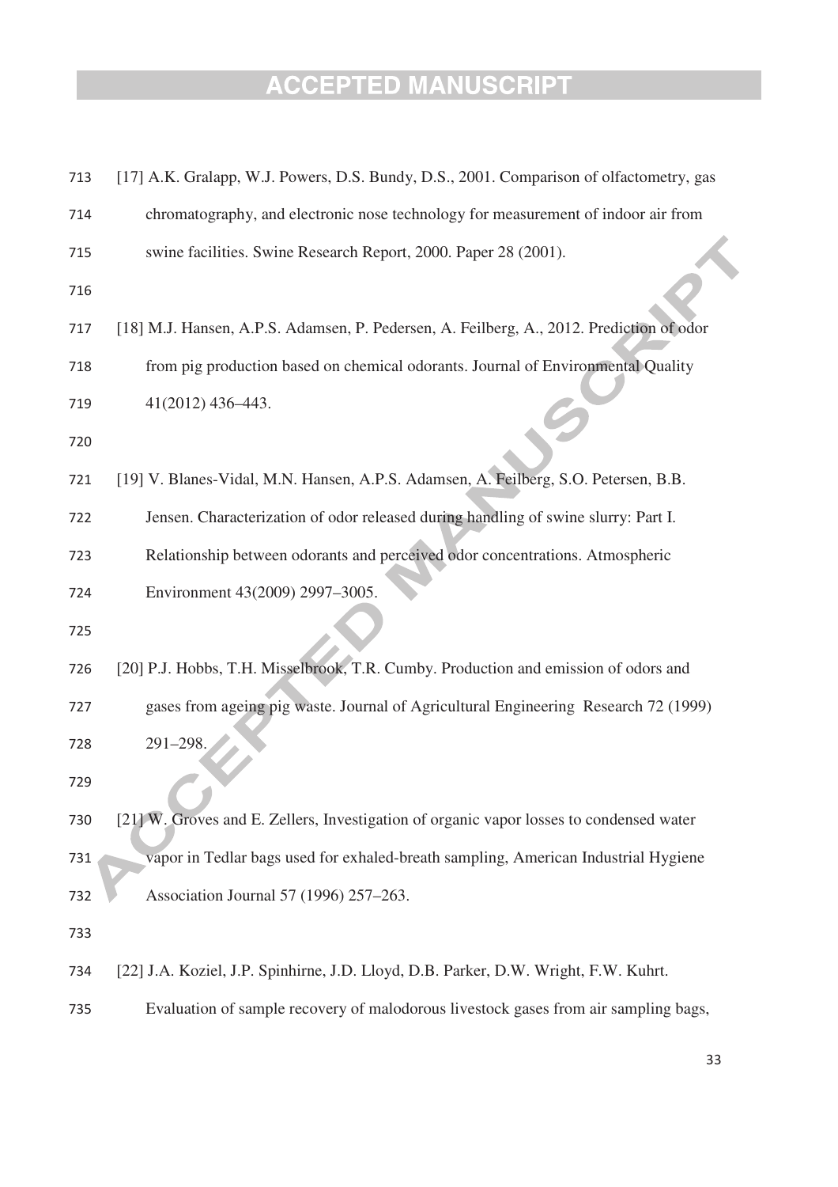[17] A.K. Gralapp, W.J. Powers, D.S. Bundy, D.S., 2001. Comparison of olfactometry, gas chromatography, and electronic nose technology for measurement of indoor air from swine facilities. Swine Research Report, 2000. Paper 28 (2001).

[18] M.J. Hansen, A.P.S. Adamsen, P. Pedersen, A. Feilberg, A., 2012. Prediction of odor from pig production based on chemical odorants. Journal of Environmental Quality 41(2012) 436–443.

[19] V. Blanes-Vidal, M.N. Hansen, A.P.S. Adamsen, A. Feilberg, S.O. Petersen, B.B. Jensen. Characterization of odor released during handling of swine slurry: Part I. Relationship between odorants and perceived odor concentrations. Atmospheric Environment 43(2009) 2997–3005.

[20] P.J. Hobbs, T.H. Misselbrook, T.R. Cumby. Production and emission of odors and gases from ageing pig waste. Journal of Agricultural Engineering Research 72 (1999) 291–298.

[21] W. Groves and E. Zellers, Investigation of organic vapor losses to condensed water vapor in Tedlar bags used for exhaled-breath sampling, American Industrial Hygiene Association Journal 57 (1996) 257–263.

[22] J.A. Koziel, J.P. Spinhirne, J.D. Lloyd, D.B. Parker, D.W. Wright, F.W. Kuhrt. Evaluation of sample recovery of malodorous livestock gases from air sampling bags,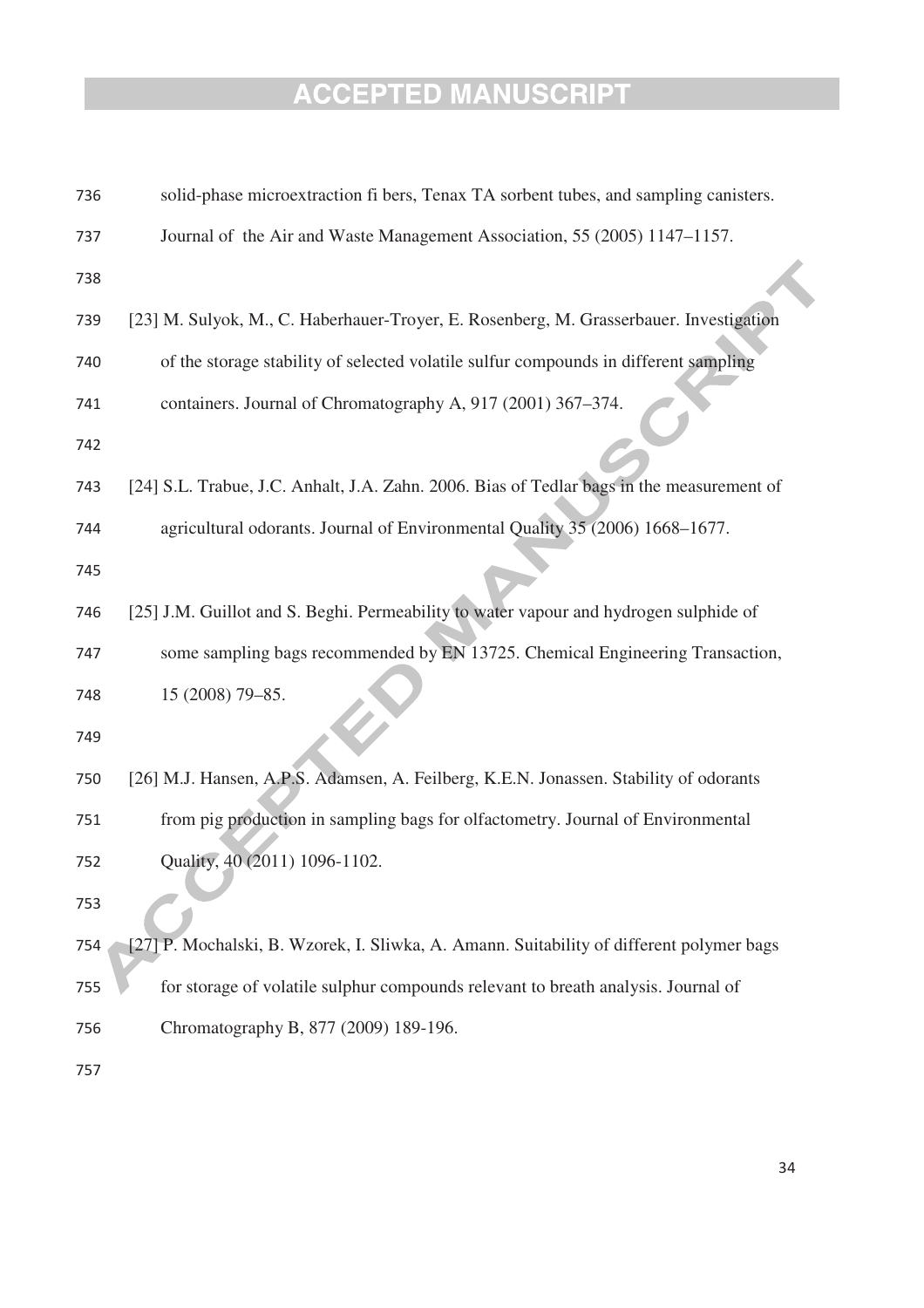solid-phase microextraction fi bers, Tenax TA sorbent tubes, and sampling canisters. Journal of the Air and Waste Management Association, 55 (2005) 1147–1157.

[23] M. Sulyok, M., C. Haberhauer-Troyer, E. Rosenberg, M. Grasserbauer. Investigation of the storage stability of selected volatile sulfur compounds in different sampling containers. Journal of Chromatography A, 917 (2001) 367–374.

[24] S.L. Trabue, J.C. Anhalt, J.A. Zahn. 2006. Bias of Tedlar bags in the measurement of agricultural odorants. Journal of Environmental Quality 35 (2006) 1668–1677.

[25] J.M. Guillot and S. Beghi. Permeability to water vapour and hydrogen sulphide of some sampling bags recommended by EN 13725. Chemical Engineering Transaction, 15 (2008) 79–85.

[26] M.J. Hansen, A.P.S. Adamsen, A. Feilberg, K.E.N. Jonassen. Stability of odorants from pig production in sampling bags for olfactometry. Journal of Environmental Quality, 40 (2011) 1096-1102.

[27] P. Mochalski, B. Wzorek, I. Sliwka, A. Amann. Suitability of different polymer bags for storage of volatile sulphur compounds relevant to breath analysis. Journal of Chromatography B, 877 (2009) 189-196.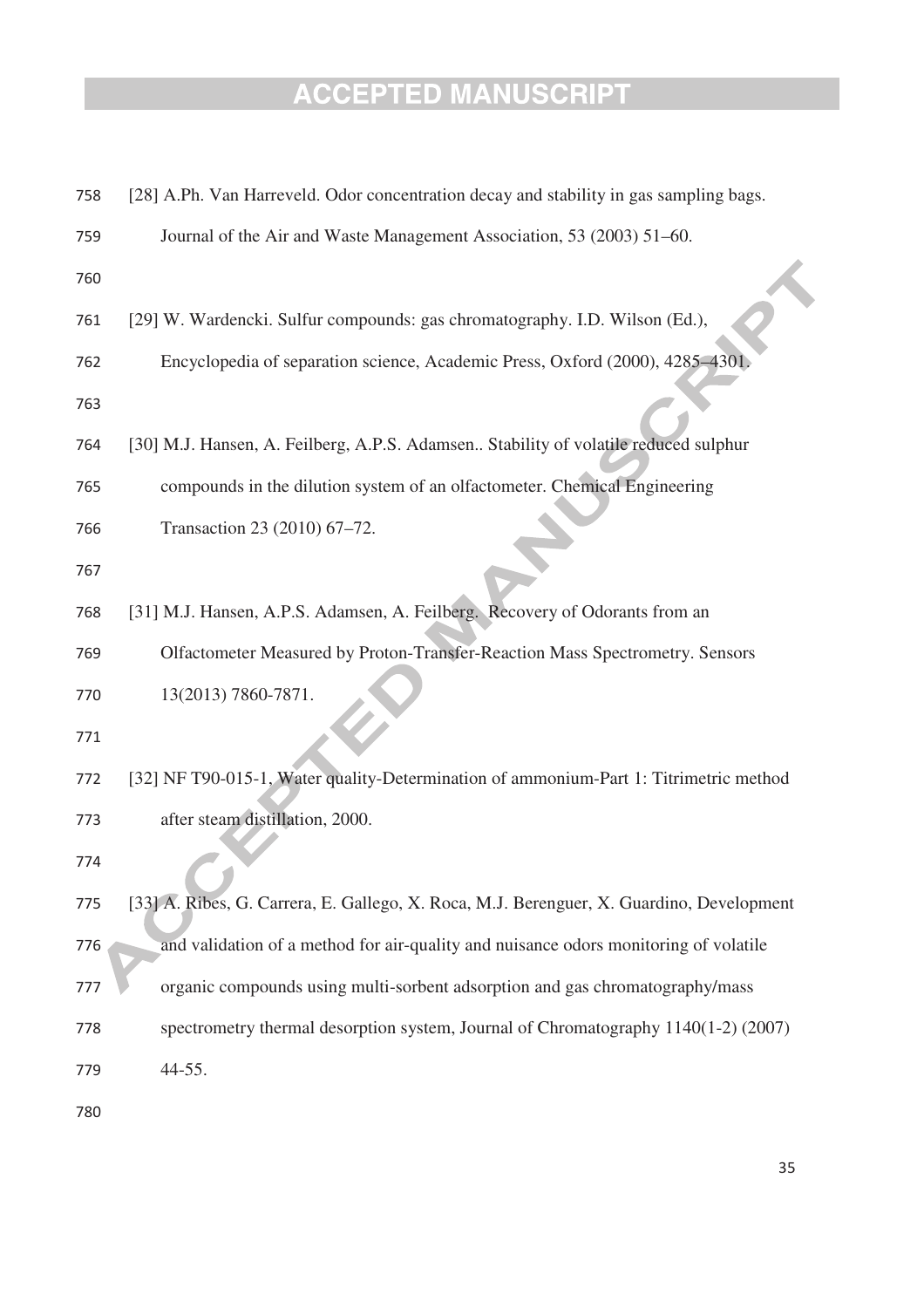[28] A.Ph. Van Harreveld. Odor concentration decay and stability in gas sampling bags. Journal of the Air and Waste Management Association, 53 (2003) 51–60.

[29] W. Wardencki. Sulfur compounds: gas chromatography. I.D. Wilson (Ed.), Encyclopedia of separation science, Academic Press, Oxford (2000), 4285–4301.

[30] M.J. Hansen, A. Feilberg, A.P.S. Adamsen.. Stability of volatile reduced sulphur compounds in the dilution system of an olfactometer. Chemical Engineering Transaction 23 (2010) 67–72.

[31] M.J. Hansen, A.P.S. Adamsen, A. Feilberg. Recovery of Odorants from an Olfactometer Measured by Proton-Transfer-Reaction Mass Spectrometry. Sensors 13(2013) 7860-7871.

[32] NF T90-015-1, Water quality-Determination of ammonium-Part 1: Titrimetric method after steam distillation, 2000.

[33] A. Ribes, G. Carrera, E. Gallego, X. Roca, M.J. Berenguer, X. Guardino, Development and validation of a method for air-quality and nuisance odors monitoring of volatile organic compounds using multi-sorbent adsorption and gas chromatography/mass spectrometry thermal desorption system, Journal of Chromatography 1140(1-2) (2007) 44-55.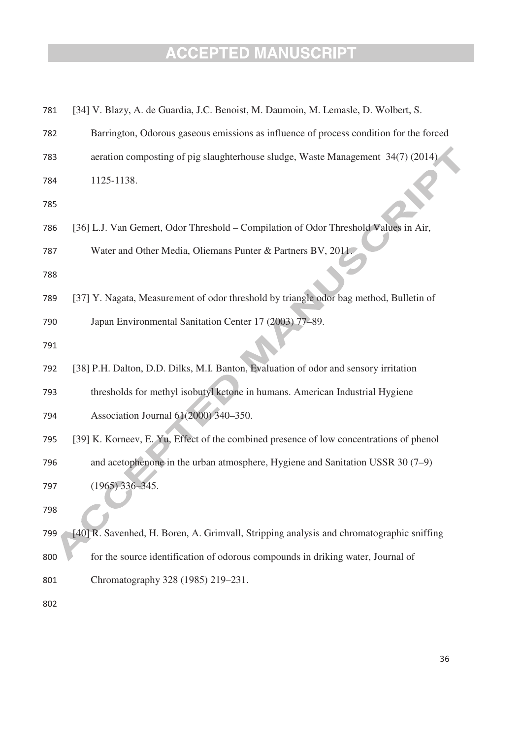[34] V. Blazy, A. de Guardia, J.C. Benoist, M. Daumoin, M. Lemasle, D. Wolbert, S. Barrington, Odorous gaseous emissions as influence of process condition for the forced aeration composting of pig slaughterhouse sludge, Waste Management 34(7) (2014) 1125-1138.

[36] L.J. Van Gemert, Odor Threshold – Compilation of Odor Threshold Values in Air, Water and Other Media, Oliemans Punter & Partners BV, 2011.

[37] Y. Nagata, Measurement of odor threshold by triangle odor bag method, Bulletin of Japan Environmental Sanitation Center 17 (2003) 77–89.

[38] P.H. Dalton, D.D. Dilks, M.I. Banton, Evaluation of odor and sensory irritation thresholds for methyl isobutyl ketone in humans. American Industrial Hygiene Association Journal 61(2000) 340–350.

[39] K. Korneev, E. Yu, Effect of the combined presence of low concentrations of phenol and acetophenone in the urban atmosphere, Hygiene and Sanitation USSR 30 (7–9) (1965) 336–345.

[40] R. Savenhed, H. Boren, A. Grimvall, Stripping analysis and chromatographic sniffing for the source identification of odorous compounds in driking water, Journal of Chromatography 328 (1985) 219–231.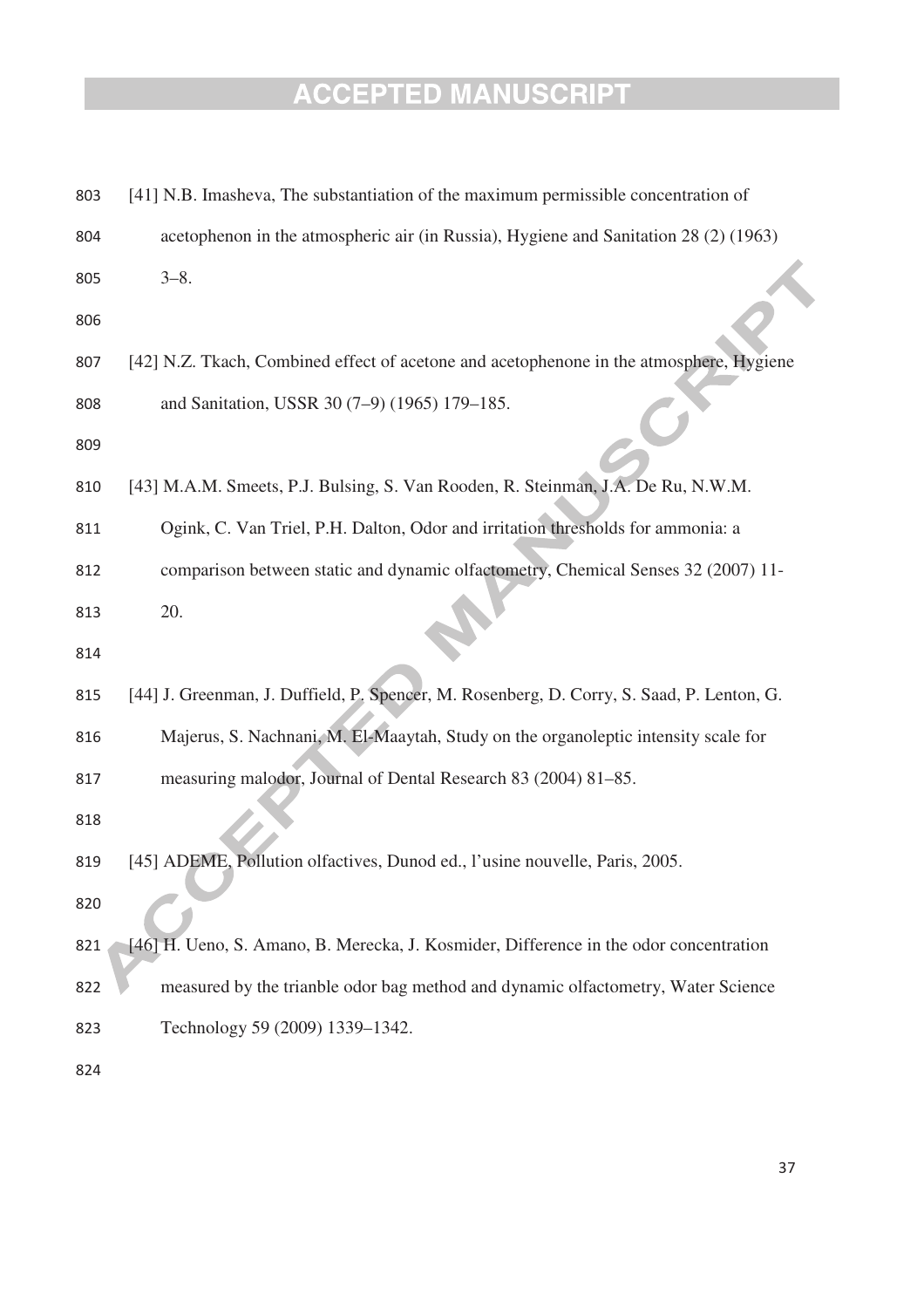[41] N.B. Imasheva, The substantiation of the maximum permissible concentration of acetophenon in the atmospheric air (in Russia), Hygiene and Sanitation 28 (2) (1963) 3–8.

[42] N.Z. Tkach, Combined effect of acetone and acetophenone in the atmosphere, Hygiene and Sanitation, USSR 30 (7–9) (1965) 179–185.

[43] M.A.M. Smeets, P.J. Bulsing, S. Van Rooden, R. Steinman, J.A. De Ru, N.W.M. Ogink, C. Van Triel, P.H. Dalton, Odor and irritation thresholds for ammonia: a comparison between static and dynamic olfactometry, Chemical Senses 32 (2007) 11-20.

[44] J. Greenman, J. Duffield, P. Spencer, M. Rosenberg, D. Corry, S. Saad, P. Lenton, G. Majerus, S. Nachnani, M. El-Maaytah, Study on the organoleptic intensity scale for measuring malodor, Journal of Dental Research 83 (2004) 81–85.

[45] ADEME, Pollution olfactives, Dunod ed., l'usine nouvelle, Paris, 2005.

[46] H. Ueno, S. Amano, B. Merecka, J. Kosmider, Difference in the odor concentration measured by the trianble odor bag method and dynamic olfactometry, Water Science Technology 59 (2009) 1339–1342.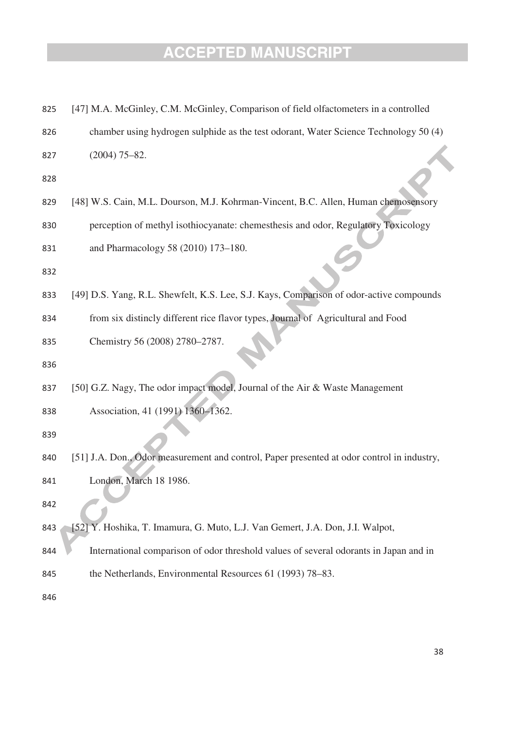[47] M.A. McGinley, C.M. McGinley, Comparison of field olfactometers in a controlled chamber using hydrogen sulphide as the test odorant, Water Science Technology 50 (4) (2004) 75–82.

[48] W.S. Cain, M.L. Dourson, M.J. Kohrman-Vincent, B.C. Allen, Human chemosensory perception of methyl isothiocyanate: chemesthesis and odor, Regulatory Toxicology and Pharmacology 58 (2010) 173–180.

[49] D.S. Yang, R.L. Shewfelt, K.S. Lee, S.J. Kays, Comparison of odor-active compounds from six distincly different rice flavor types, Journal of Agricultural and Food Chemistry 56 (2008) 2780–2787.

[50] G.Z. Nagy, The odor impact model, Journal of the Air & Waste Management Association, 41 (1991) 1360–1362.

[51] J.A. Don., Odor measurement and control, Paper presented at odor control in industry, London, March 18 1986.

[52] Y. Hoshika, T. Imamura, G. Muto, L.J. Van Gemert, J.A. Don, J.I. Walpot, International comparison of odor threshold values of several odorants in Japan and in the Netherlands, Environmental Resources 61 (1993) 78–83.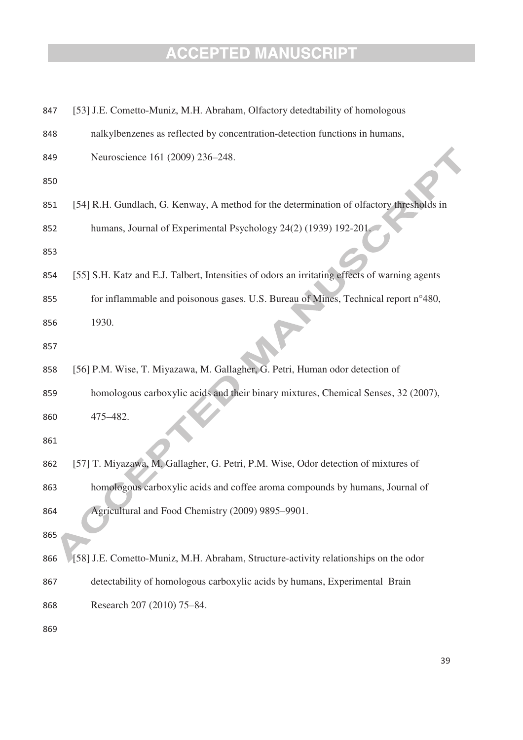[53] J.E. Cometto-Muniz, M.H. Abraham, Olfactory detedtability of homologous nalkylbenzenes as reflected by concentration-detection functions in humans, Neuroscience 161 (2009) 236–248.

[54] R.H. Gundlach, G. Kenway, A method for the determination of olfactory thresholds in humans, Journal of Experimental Psychology 24(2) (1939) 192-201.

[55] S.H. Katz and E.J. Talbert, Intensities of odors an irritating effects of warning agents for inflammable and poisonous gases. U.S. Bureau of Mines, Technical report n°480, 1930.

[56] P.M. Wise, T. Miyazawa, M. Gallagher, G. Petri, Human odor detection of homologous carboxylic acids and their binary mixtures, Chemical Senses, 32 (2007), 475–482.

[57] T. Miyazawa, M. Gallagher, G. Petri, P.M. Wise, Odor detection of mixtures of homologous carboxylic acids and coffee aroma compounds by humans, Journal of Agricultural and Food Chemistry (2009) 9895–9901.

[58] J.E. Cometto-Muniz, M.H. Abraham, Structure-activity relationships on the odor detectability of homologous carboxylic acids by humans, Experimental Brain Research 207 (2010) 75–84.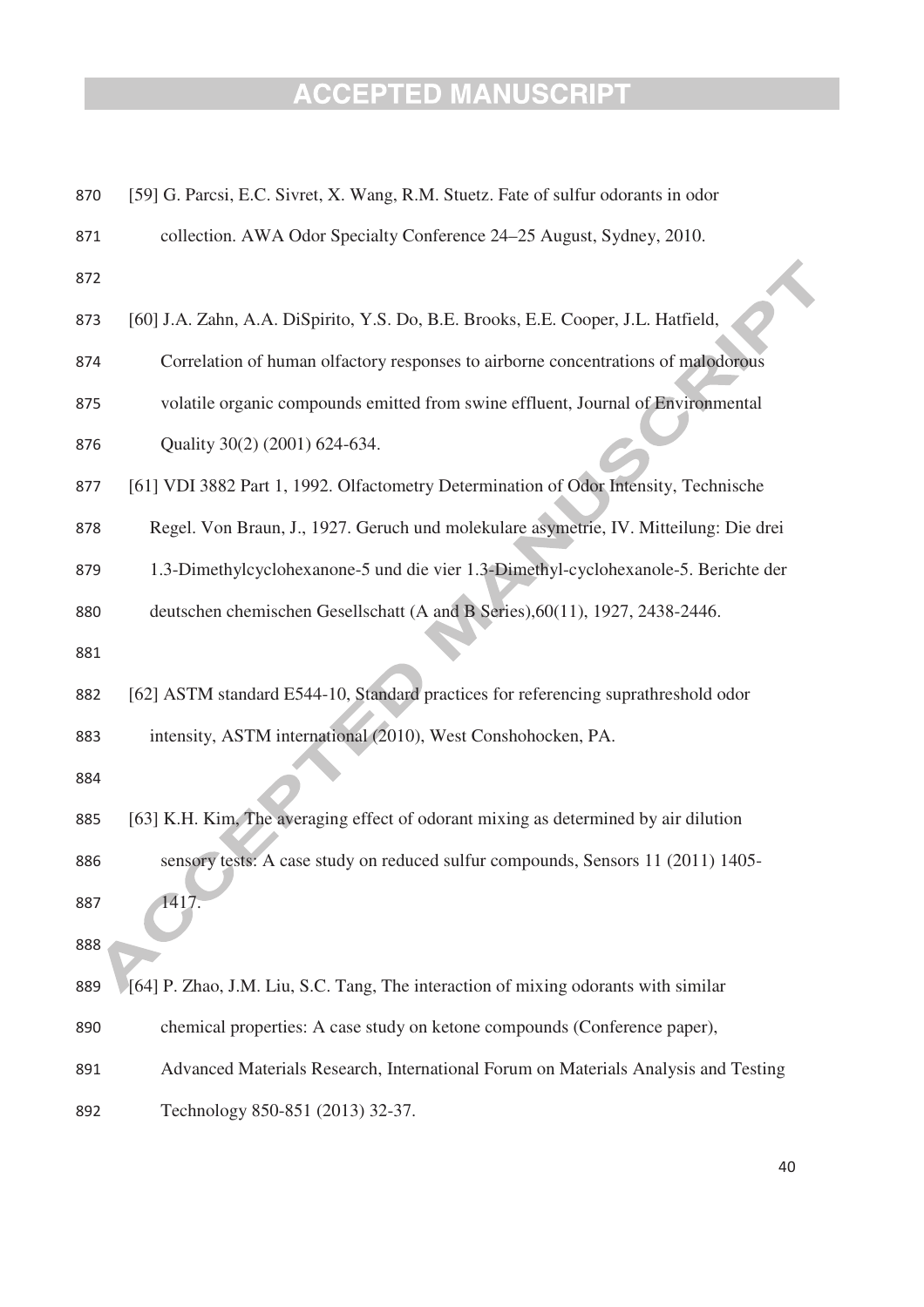[59] G. Parcsi, E.C. Sivret, X. Wang, R.M. Stuetz. Fate of sulfur odorants in odor collection. AWA Odor Specialty Conference 24–25 August, Sydney, 2010.

[60] J.A. Zahn, A.A. DiSpirito, Y.S. Do, B.E. Brooks, E.E. Cooper, J.L. Hatfield, Correlation of human olfactory responses to airborne concentrations of malodorous volatile organic compounds emitted from swine effluent, Journal of Environmental Quality 30(2) (2001) 624-634.

[61] VDI 3882 Part 1, 1992. Olfactometry Determination of Odor Intensity, Technische Regel. Von Braun, J., 1927. Geruch und molekulare asymetrie, IV. Mitteilung: Die drei 1.3-Dimethylcyclohexanone-5 und die vier 1.3-Dimethyl-cyclohexanole-5. Berichte der deutschen chemischen Gesellschatt (A and B Series),60(11), 1927, 2438-2446.

[62] ASTM standard E544-10, Standard practices for referencing suprathreshold odor intensity, ASTM international (2010), West Conshohocken, PA.

[63] K.H. Kim, The averaging effect of odorant mixing as determined by air dilution sensory tests: A case study on reduced sulfur compounds, Sensors 11 (2011) 1405-1417.

[64] P. Zhao, J.M. Liu, S.C. Tang, The interaction of mixing odorants with similar chemical properties: A case study on ketone compounds (Conference paper), Advanced Materials Research, International Forum on Materials Analysis and Testing Technology 850-851 (2013) 32-37.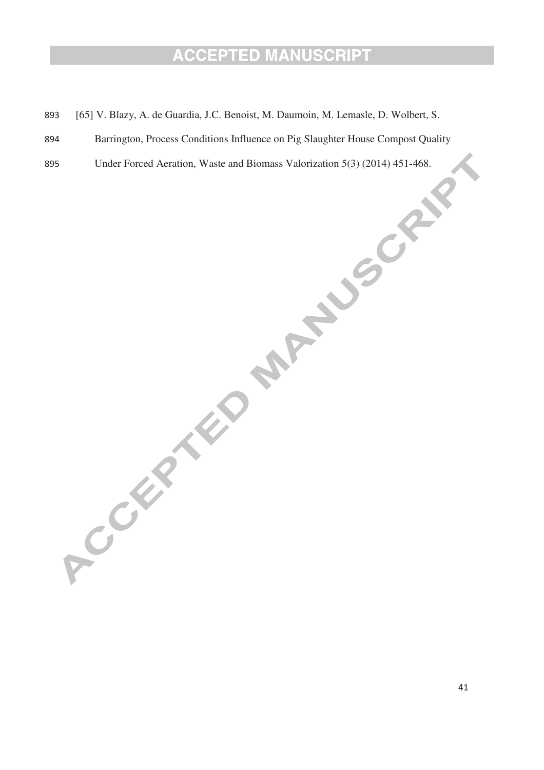[65] V. Blazy, A. de Guardia, J.C. Benoist, M. Daumoin, M. Lemasle, D. Wolbert, S. Barrington, Process Conditions Influence on Pig Slaughter House Compost Quality Under Forced Aeration, Waste and Biomass Valorization 5(3) (2014) 451-468.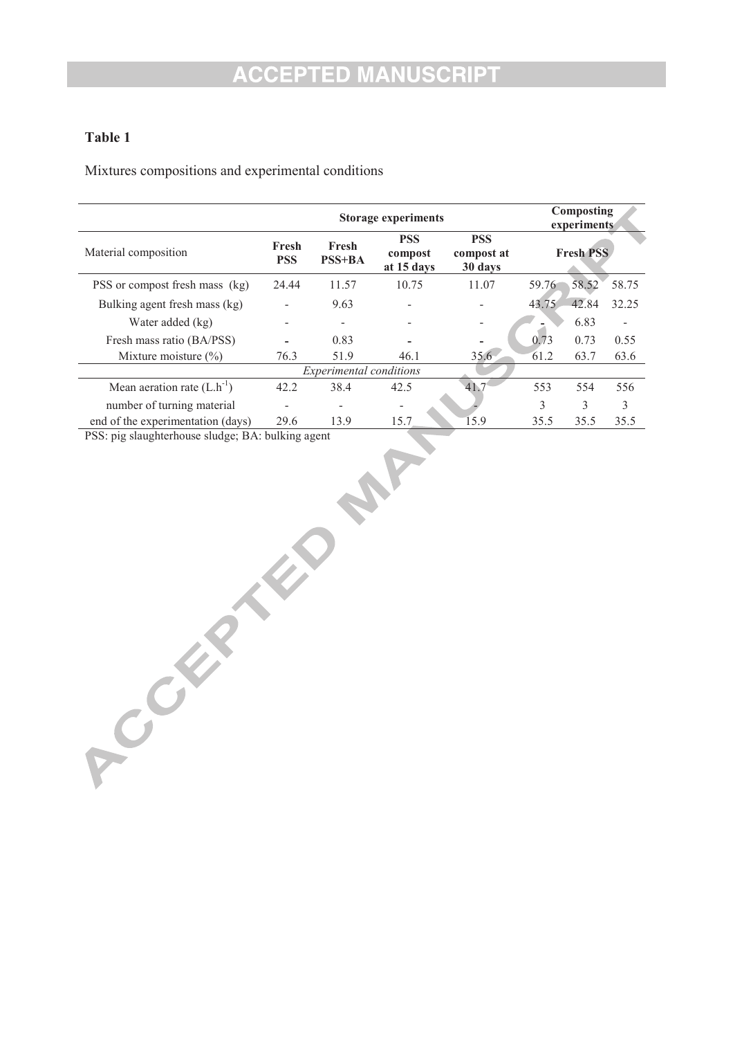**Table 1**

Mixtures compositions and experimental conditions

| Material composition | Storage experiments | | | | Composting experiments | | |
|---|---|---|---|---|---|---|---|
| | Fresh PSS | Fresh PSS+BA | PSS compost at 15 days | PSS compost at 30 days | Fresh PSS | | |
| PSS or compost fresh mass (kg) | 24.44 | 11.57 | 10.75 | 11.07 | 59.76 | 58.52 | 58.75 |
| Bulking agent fresh mass (kg) | - | 9.63 | - | - | 43.75 | 42.84 | 32.25 |
| Water added (kg) | - | - | - | - | - | 6.83 | - |
| Fresh mass ratio (BA/PSS) | - | 0.83 | - | - | 0.73 | 0.73 | 0.55 |
| Mixture moisture (%) | 76.3 | 51.9 | 46.1 | 35.6 | 61.2 | 63.7 | 63.6 |
| *Experimental conditions* | | | | | | | |
| Mean aeration rate ($L.h^{-1}$) | 42.2 | 38.4 | 42.5 | 41.7 | 553 | 554 | 556 |
| number of turning material | - | - | - | - | 3 | 3 | 3 |
| end of the experimentation (days) | 29.6 | 13.9 | 15.7 | 15.9 | 35.5 | 35.5 | 35.5 |

PSS: pig slaughterhouse sludge; BA: bulking agent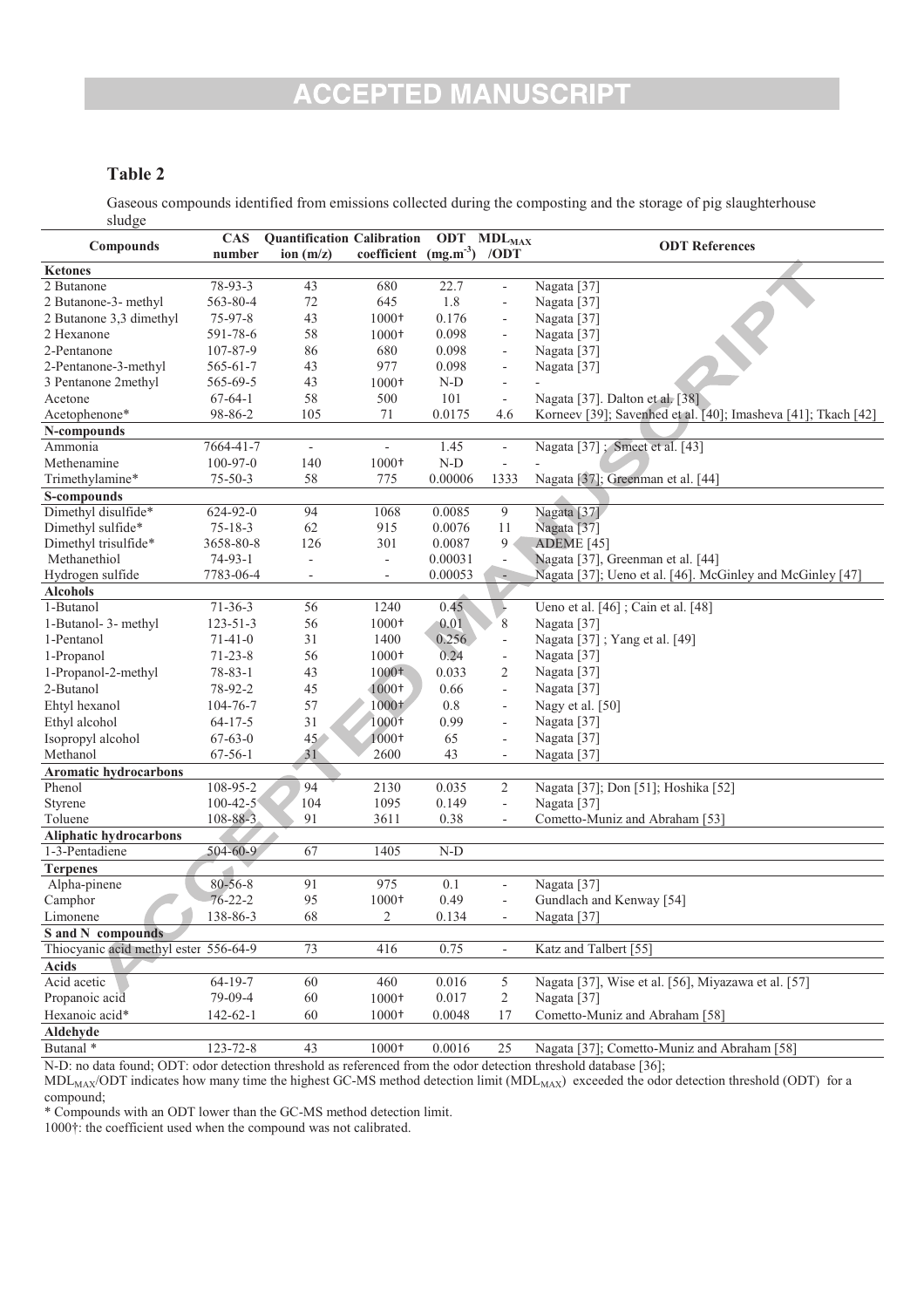## Table 2

Gaseous compounds identified from emissions collected during the composting and the storage of pig slaughterhouse sludge

| Compounds | CAS number | Quantification ion (m/z) | Calibration coefficient | ODT ($mg.m^{-3}$) | $MDL_{MAX}$ /ODT | ODT References |
|---|---|---|---|---|---|---|
| **Ketones** | | | | | | |
| 2 Butanone | 78-93-3 | 43 | 680 | 22.7 | - | Nagata [37] |
| 2 Butanone-3- methyl | 563-80-4 | 72 | 645 | 1.8 | - | Nagata [37] |
| 2 Butanone 3,3 dimethyl | 75-97-8 | 43 | 1000† | 0.176 | - | Nagata [37] |
| 2 Hexanone | 591-78-6 | 58 | 1000† | 0.098 | - | Nagata [37] |
| 2-Pentanone | 107-87-9 | 86 | 680 | 0.098 | - | Nagata [37] |
| 2-Pentanone-3-methyl | 565-61-7 | 43 | 977 | 0.098 | - | Nagata [37] |
| 3 Pentanone 2methyl | 565-69-5 | 43 | 1000† | N-D | - | - |
| Acetone | 67-64-1 | 58 | 500 | 101 | - | Nagata [37]. Dalton et al. [38] |
| Acetophenone* | 98-86-2 | 105 | 71 | 0.0175 | 4.6 | Korneev [39]; Savenhed et al. [40]; Imasheva [41]; Tkach [42] |
| **N-compounds** | | | | | | |
| Ammonia | 7664-41-7 | - | - | 1.45 | - | Nagata [37] ; Smeet et al. [43] |
| Methenamine | 100-97-0 | 140 | 1000† | N-D | - | - |
| Trimethylamine* | 75-50-3 | 58 | 775 | 0.00006 | 1333 | Nagata [37]; Greenman et al. [44] |
| **S-compounds** | | | | | | |
| Dimethyl disulfide* | 624-92-0 | 94 | 1068 | 0.0085 | 9 | Nagata [37] |
| Dimethyl sulfide* | 75-18-3 | 62 | 915 | 0.0076 | 11 | Nagata [37] |
| Dimethyl trisulfide* | 3658-80-8 | 126 | 301 | 0.0087 | 9 | ADEME [45] |
| Methanethiol | 74-93-1 | - | - | 0.00031 | - | Nagata [37], Greenman et al. [44] |
| Hydrogen sulfide | 7783-06-4 | - | - | 0.00053 | - | Nagata [37]; Ueno et al. [46]. McGinley and McGinley [47] |
| **Alcohols** | | | | | | |
| 1-Butanol | 71-36-3 | 56 | 1240 | 0.45 | - | Ueno et al. [46] ; Cain et al. [48] |
| 1-Butanol- 3- methyl | 123-51-3 | 56 | 1000† | 0.01 | 8 | Nagata [37] |
| 1-Pentanol | 71-41-0 | 31 | 1400 | 0.256 | - | Nagata [37] ; Yang et al. [49] |
| 1-Propanol | 71-23-8 | 56 | 1000† | 0.24 | - | Nagata [37] |
| 1-Propanol-2-methyl | 78-83-1 | 43 | 1000† | 0.033 | 2 | Nagata [37] |
| 2-Butanol | 78-92-2 | 45 | 1000† | 0.66 | - | Nagata [37] |
| Ehtyl hexanol | 104-76-7 | 57 | 1000† | 0.8 | - | Nagy et al. [50] |
| Ethyl alcohol | 64-17-5 | 31 | 1000† | 0.99 | - | Nagata [37] |
| Isopropyl alcohol | 67-63-0 | 45 | 1000† | 65 | - | Nagata [37] |
| Methanol | 67-56-1 | 31 | 2600 | 43 | - | Nagata [37] |
| **Aromatic hydrocarbons** | | | | | | |
| Phenol | 108-95-2 | 94 | 2130 | 0.035 | 2 | Nagata [37]; Don [51]; Hoshika [52] |
| Styrene | 100-42-5 | 104 | 1095 | 0.149 | - | Nagata [37] |
| Toluene | 108-88-3 | 91 | 3611 | 0.38 | - | Cometto-Muniz and Abraham [53] |
| **Aliphatic hydrocarbons** | | | | | | |
| 1-3-Pentadiene | 504-60-9 | 67 | 1405 | N-D | | |
| **Terpenes** | | | | | | |
| Alpha-pinene | 80-56-8 | 91 | 975 | 0.1 | - | Nagata [37] |
| Camphor | 76-22-2 | 95 | 1000† | 0.49 | - | Gundlach and Kenway [54] |
| Limonene | 138-86-3 | 68 | 2 | 0.134 | - | Nagata [37] |
| **S and N compounds** | | | | | | |
| Thiocyanic acid methyl ester | 556-64-9 | 73 | 416 | 0.75 | - | Katz and Talbert [55] |
| **Acids** | | | | | | |
| Acid acetic | 64-19-7 | 60 | 460 | 0.016 | 5 | Nagata [37], Wise et al. [56], Miyazawa et al. [57] |
| Propanoic acid | 79-09-4 | 60 | 1000† | 0.017 | 2 | Nagata [37] |
| Hexanoic acid* | 142-62-1 | 60 | 1000† | 0.0048 | 17 | Cometto-Muniz and Abraham [58] |
| **Aldehyde** | | | | | | |
| Butanal * | 123-72-8 | 43 | 1000† | 0.0016 | 25 | Nagata [37]; Cometto-Muniz and Abraham [58] |

N-D: no data found; ODT: odor detection threshold as referenced from the odor detection threshold database [36];

$MDL_{MAX}$/ODT indicates how many time the highest GC-MS method detection limit ($MDL_{MAX}$) exceeded the odor detection threshold (ODT) for a compound;

\* Compounds with an ODT lower than the GC-MS method detection limit.

1000†: the coefficient used when the compound was not calibrated.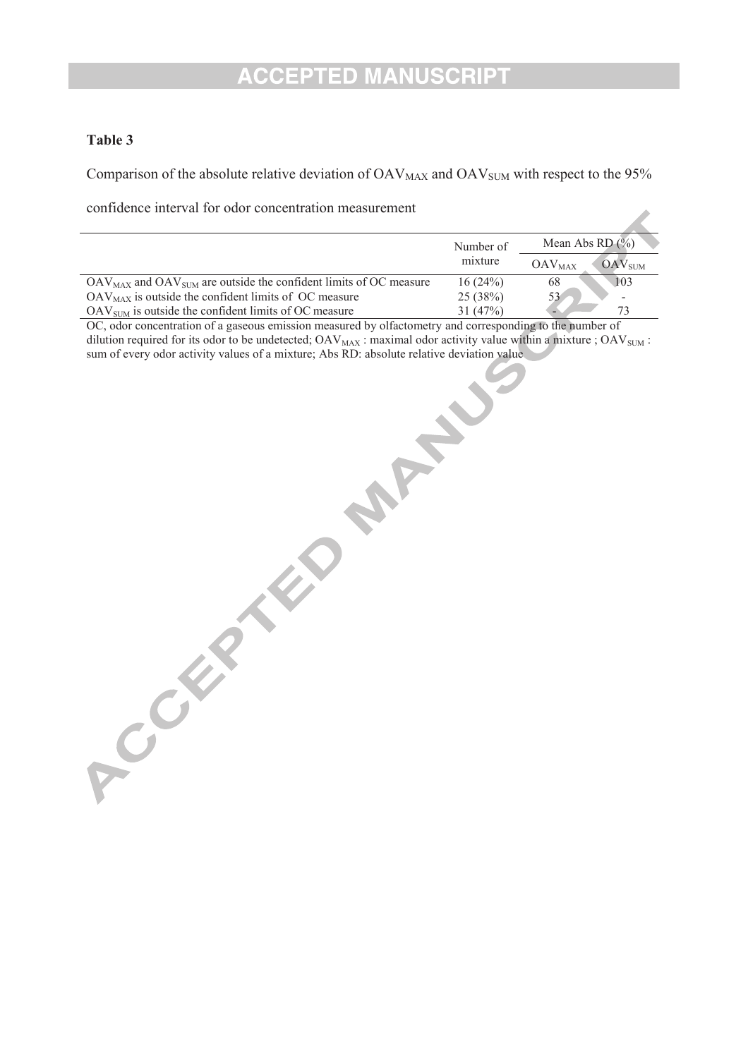**Table 3**

Comparison of the absolute relative deviation of $OAV_{MAX}$ and $OAV_{SUM}$ with respect to the 95% confidence interval for odor concentration measurement

| | Number of mixture | Mean Abs RD (%) | |
|---|---|---|---|
| | | $OAV_{MAX}$ | $OAV_{SUM}$ |
| $OAV_{MAX}$ and $OAV_{SUM}$ are outside the confident limits of OC measure | 16 (24%) | 68 | 103 |
| $OAV_{MAX}$ is outside the confident limits of OC measure | 25 (38%) | 53 | - |
| $OAV_{SUM}$ is outside the confident limits of OC measure | 31 (47%) | - | 73 |

OC, odor concentration of a gaseous emission measured by olfactometry and corresponding to the number of dilution required for its odor to be undetected; $OAV_{MAX}$ : maximal odor activity value within a mixture ; $OAV_{SUM}$ : sum of every odor activity values of a mixture; Abs RD: absolute relative deviation value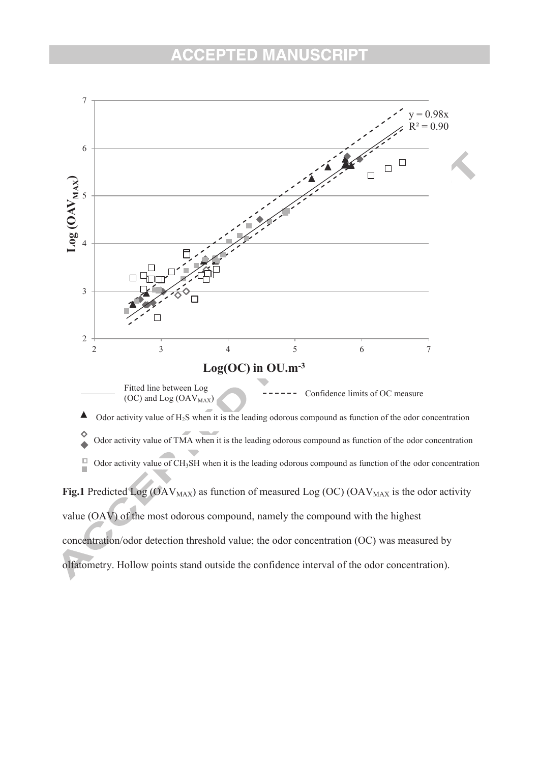Fitted line between Log (OC) and Log ($OAV_{MAX}$)

Confidence limits of OC measure

Odor activity value of $H_2S$ when it is the leading odorous compound as function of the odor concentration

Odor activity value of TMA when it is the leading odorous compound as function of the odor concentration

Odor activity value of $CH_3SH$ when it is the leading odorous compound as function of the odor concentration

**Fig.1** Predicted Log ($OAV_{MAX}$) as function of measured Log (OC) ($OAV_{MAX}$ is the odor activity value (OAV) of the most odorous compound, namely the compound with the highest concentration/odor detection threshold value; the odor concentration (OC) was measured by olfatometry. Hollow points stand outside the confidence interval of the odor concentration).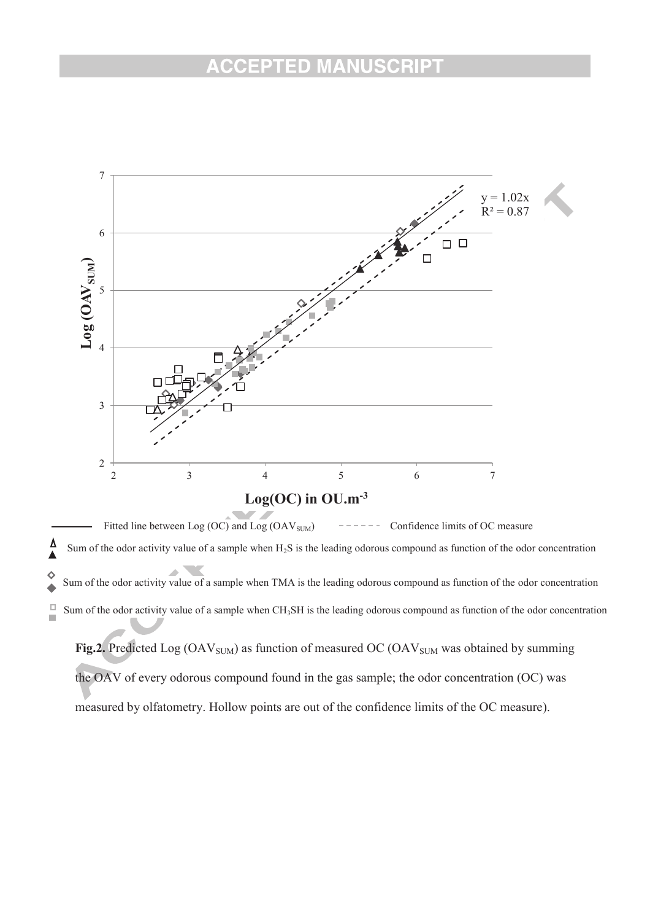Fitted line between Log (OC) and Log ($OAV_{SUM}$) Confidence limits of OC measure

Sum of the odor activity value of a sample when $H_2S$ is the leading odorous compound as function of the odor concentration

Sum of the odor activity value of a sample when TMA is the leading odorous compound as function of the odor concentration

Sum of the odor activity value of a sample when $CH_3SH$ is the leading odorous compound as function of the odor concentration

**Fig.2.** Predicted Log ($OAV_{SUM}$) as function of measured OC ($OAV_{SUM}$ was obtained by summing the OAV of every odorous compound found in the gas sample; the odor concentration (OC) was measured by olfatometry. Hollow points are out of the confidence limits of the OC measure).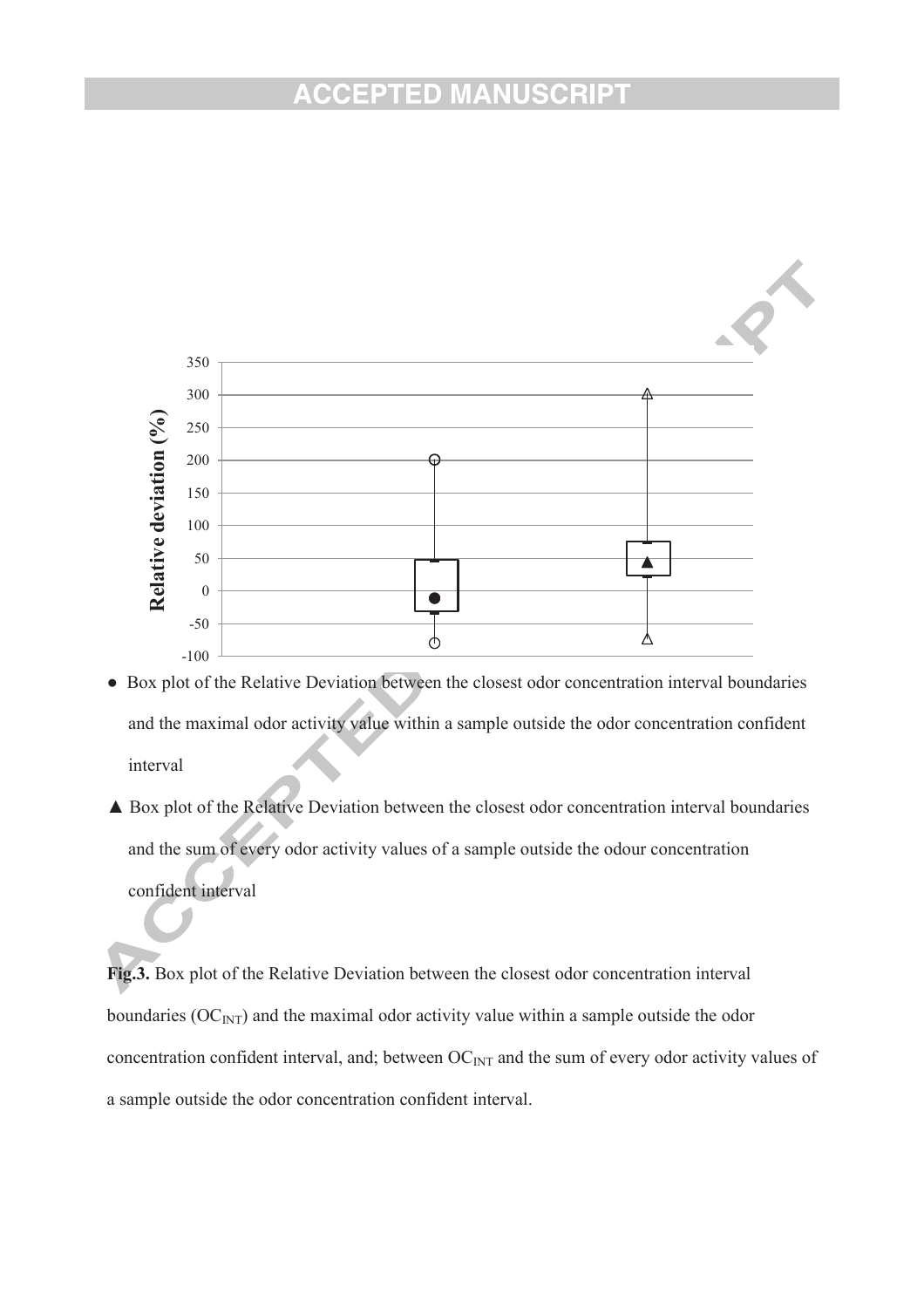Relative deviation (%)

350
300
250
200
150
100
50
0
-50
-100

● Box plot of the Relative Deviation between the closest odor concentration interval boundaries and the maximal odor activity value within a sample outside the odor concentration confident interval

▲ Box plot of the Relative Deviation between the closest odor concentration interval boundaries and the sum of every odor activity values of a sample outside the odour concentration confident interval

**Fig.3.** Box plot of the Relative Deviation between the closest odor concentration interval boundaries ($OC_{INT}$) and the maximal odor activity value within a sample outside the odor concentration confident interval, and; between $OC_{INT}$ and the sum of every odor activity values of a sample outside the odor concentration confident interval.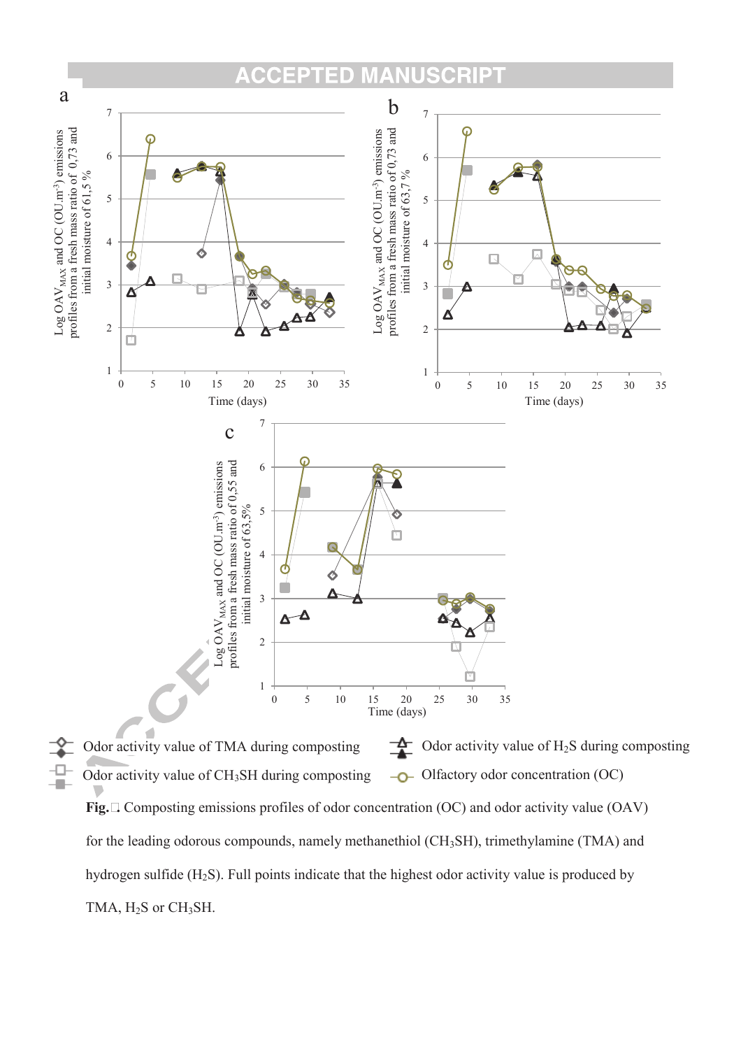**Fig.□.** Composting emissions profiles of odor concentration (OC) and odor activity value (OAV) for the leading odorous compounds, namely methanethiol ($CH_3SH$), trimethylamine (TMA) and hydrogen sulfide ($H_2S$). Full points indicate that the highest odor activity value is produced by TMA, $H_2S$ or $CH_3SH$.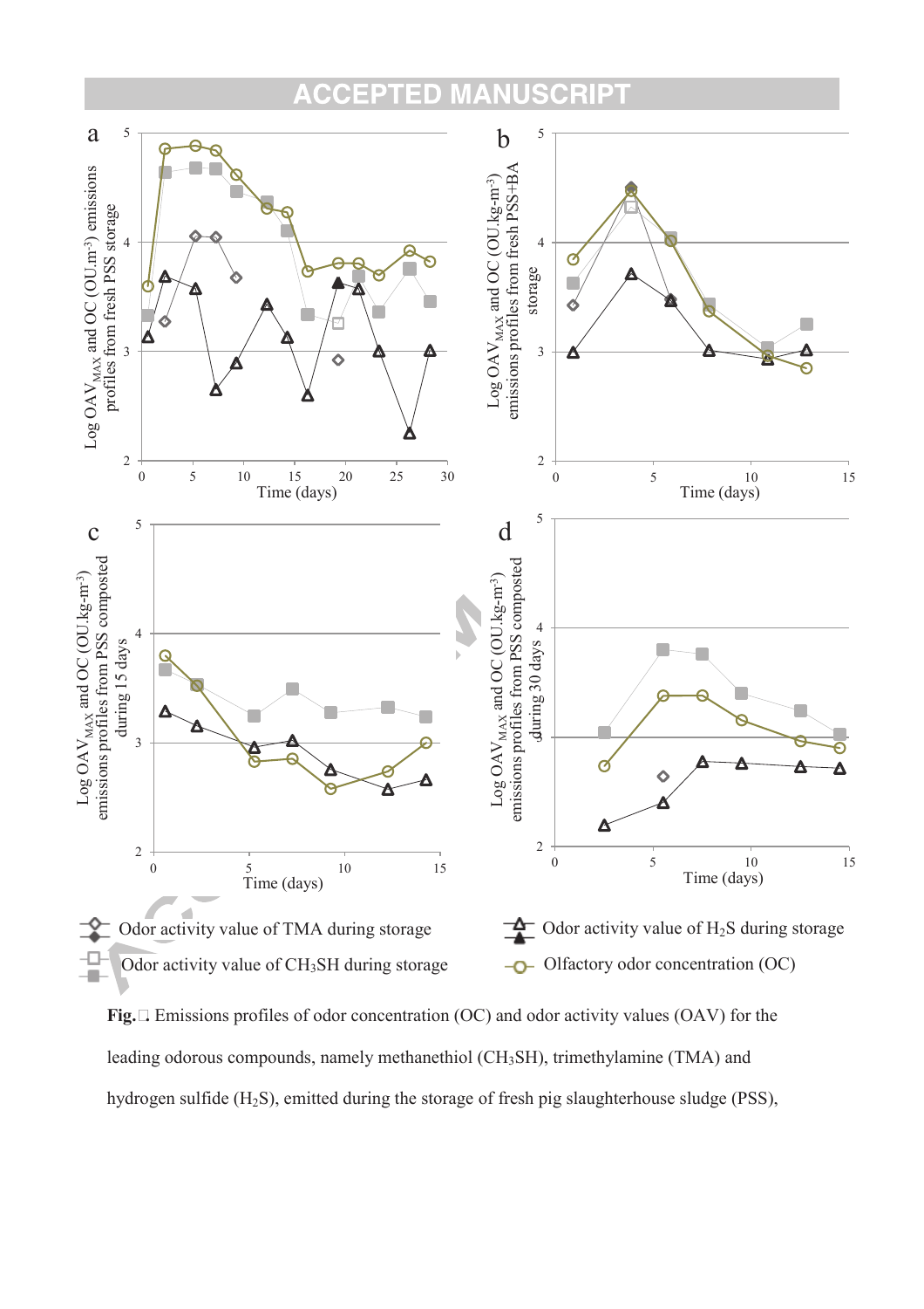**Fig.**□. Emissions profiles of odor concentration (OC) and odor activity values (OAV) for the leading odorous compounds, namely methanethiol ($CH_3SH$), trimethylamine (TMA) and hydrogen sulfide ($H_2S$), emitted during the storage of fresh pig slaughterhouse sludge (PSS),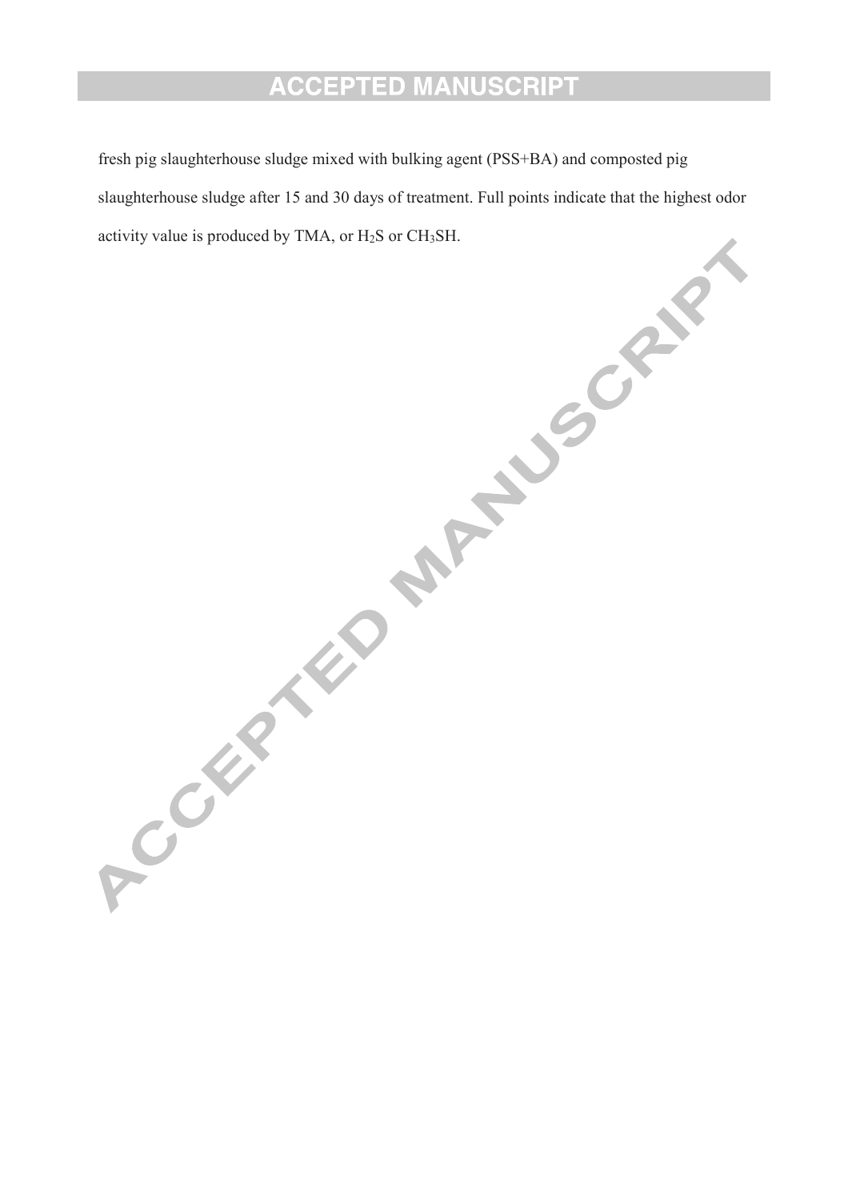fresh pig slaughterhouse sludge mixed with bulking agent (PSS+BA) and composted pig slaughterhouse sludge after 15 and 30 days of treatment. Full points indicate that the highest odor activity value is produced by TMA, or $H_2S$ or $CH_3SH$.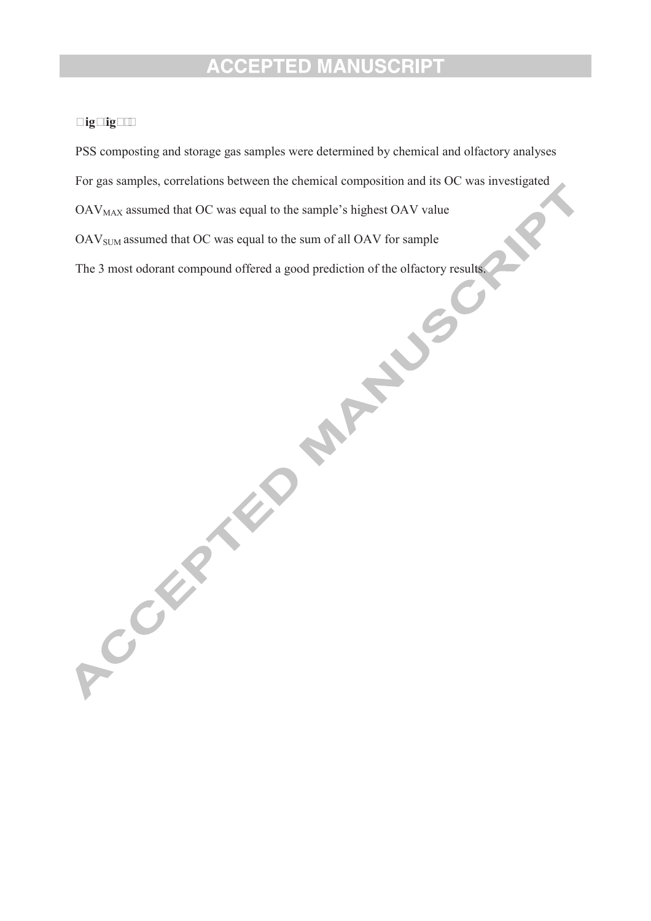**Highlights**

PSS composting and storage gas samples were determined by chemical and olfactory analyses

For gas samples, correlations between the chemical composition and its OC was investigated

$OAV_{MAX}$ assumed that OC was equal to the sample's highest OAV value

$OAV_{SUM}$ assumed that OC was equal to the sum of all OAV for sample

The 3 most odorant compound offered a good prediction of the olfactory results.